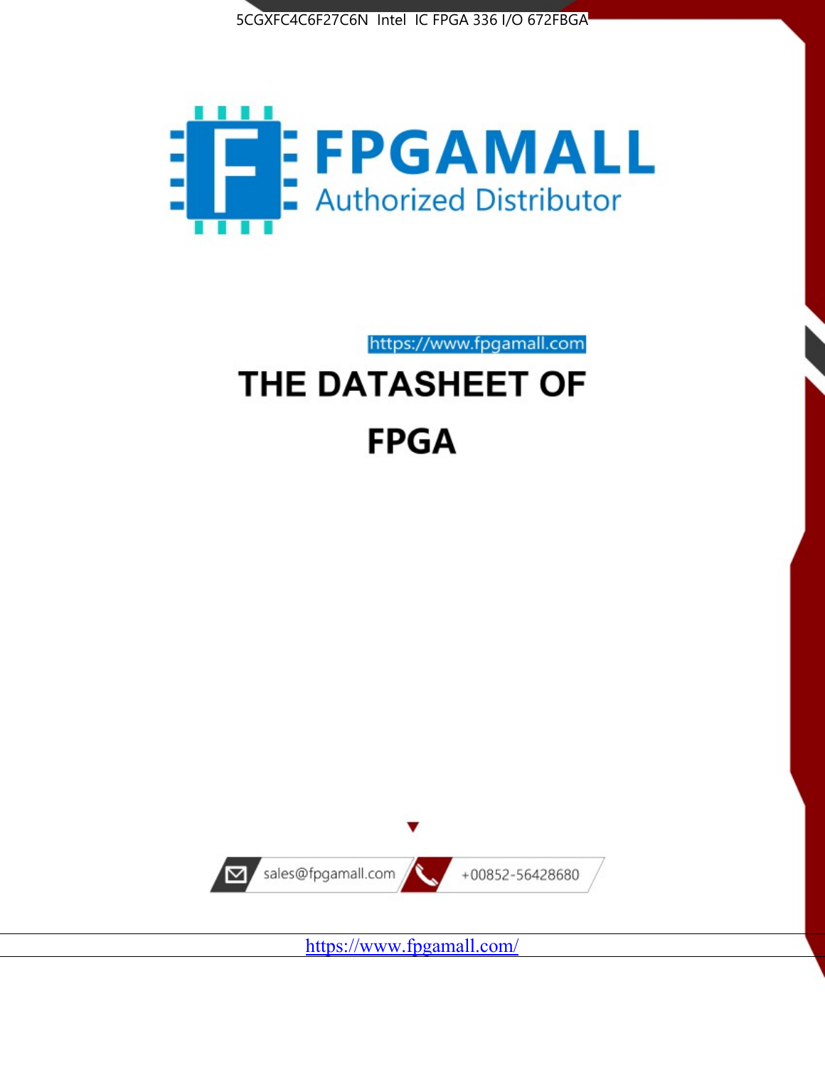5CGXFC4C6F27C6N Intel IC FPGA 336 I/O 672FBGA

FPGAMALL

Authorized Distributor

https://www.fpgamall.com

# THE DATASHEET OF

# FPGA

sales@fpgamall.com

+00852-56428680

https://www.fpgamall.com/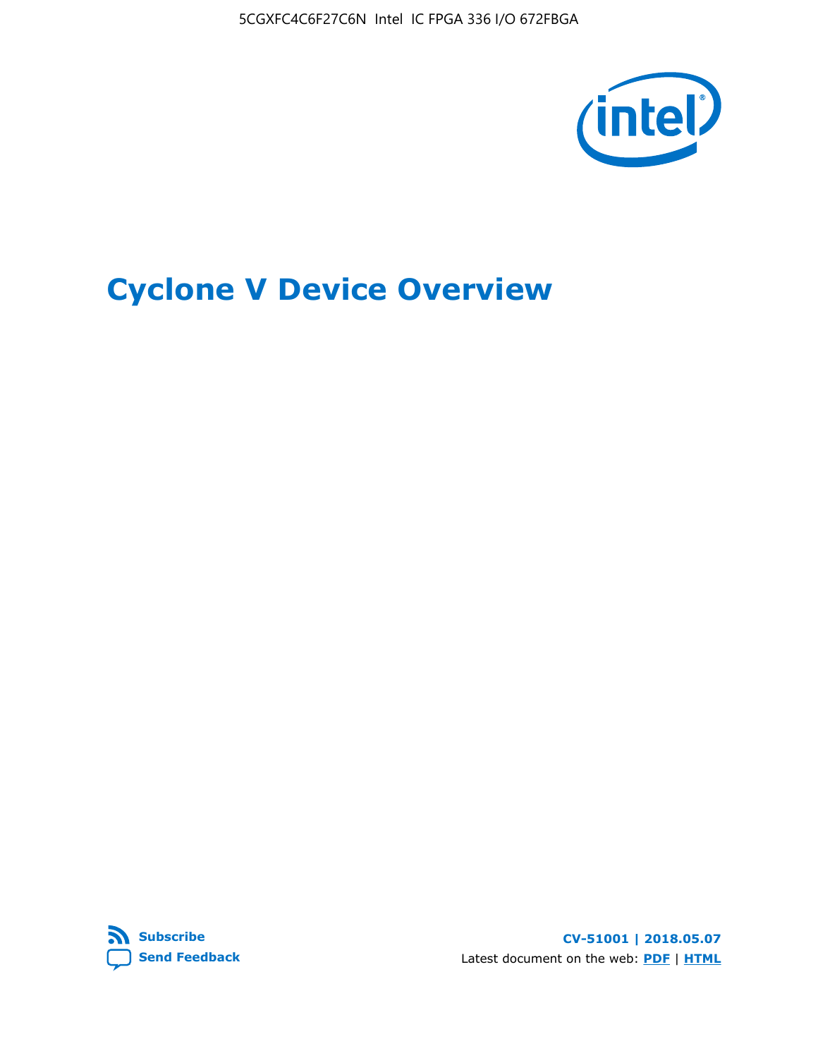# Cyclone V Device Overview

Subscribe

Send Feedback

CV-51001 | 2018.05.07

Latest document on the web: PDF | HTML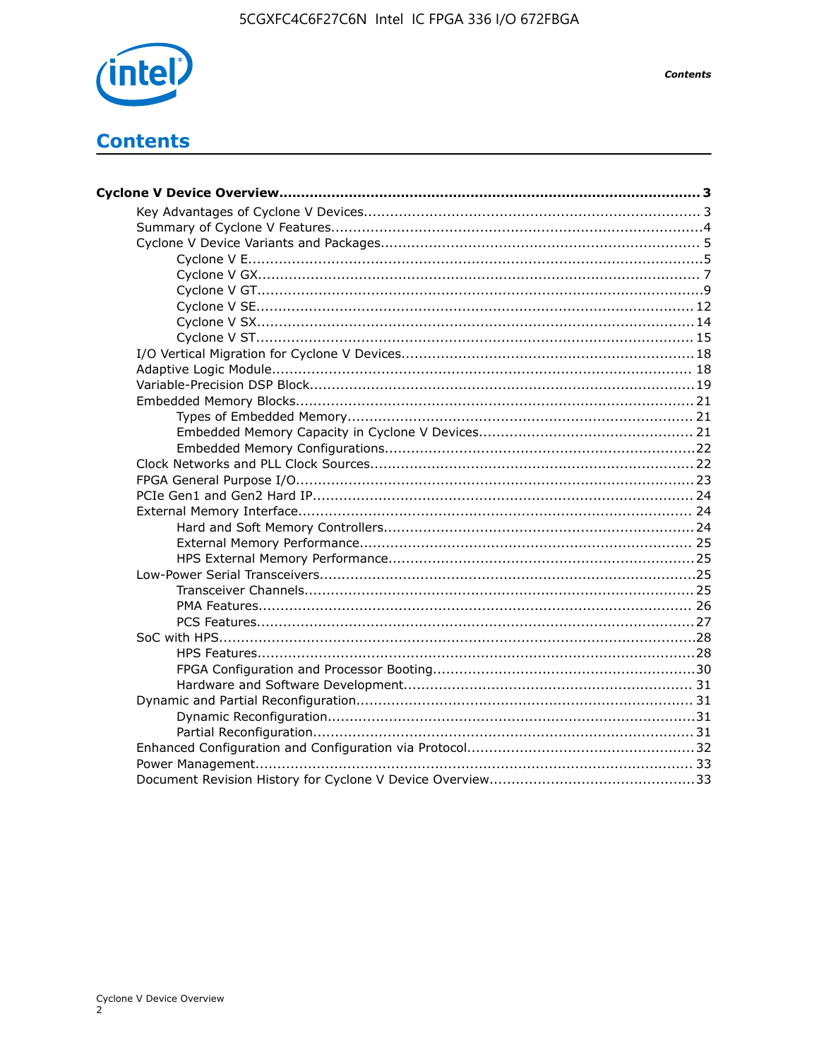# Contents

**Cyclone V Device Overview....................................................................................... 3**

- Key Advantages of Cyclone V Devices........................................................................ 3
- Summary of Cyclone V Features.................................................................................4
- Cyclone V Device Variants and Packages..................................................................... 5
  - Cyclone V E..................................................................................................5
  - Cyclone V GX................................................................................................ 7
  - Cyclone V GT.................................................................................................9
  - Cyclone V SE................................................................................................ 12
  - Cyclone V SX................................................................................................ 14
  - Cyclone V ST................................................................................................ 15
- I/O Vertical Migration for Cyclone V Devices................................................................18
- Adaptive Logic Module............................................................................................ 18
- Variable-Precision DSP Block....................................................................................19
- Embedded Memory Blocks........................................................................................ 21
  - Types of Embedded Memory.......................................................................... 21
  - Embedded Memory Capacity in Cyclone V Devices............................................ 21
  - Embedded Memory Configurations...................................................................22
- Clock Networks and PLL Clock Sources...................................................................... 22
- FPGA General Purpose I/O....................................................................................... 23
- PCIe Gen1 and Gen2 Hard IP.................................................................................... 24
- External Memory Interface....................................................................................... 24
  - Hard and Soft Memory Controllers...................................................................24
  - External Memory Performance........................................................................ 25
  - HPS External Memory Performance..................................................................25
- Low-Power Serial Transceivers..................................................................................25
  - Transceiver Channels..................................................................................... 25
  - PMA Features............................................................................................... 26
  - PCS Features................................................................................................27
- SoC with HPS..........................................................................................................28
  - HPS Features................................................................................................28
  - FPGA Configuration and Processor Booting........................................................30
  - Hardware and Software Development.............................................................. 31
- Dynamic and Partial Reconfiguration......................................................................... 31
  - Dynamic Reconfiguration................................................................................31
  - Partial Reconfiguration................................................................................... 31
- Enhanced Configuration and Configuration via Protocol................................................32
- Power Management................................................................................................ 33
- Document Revision History for Cyclone V Device Overview............................................33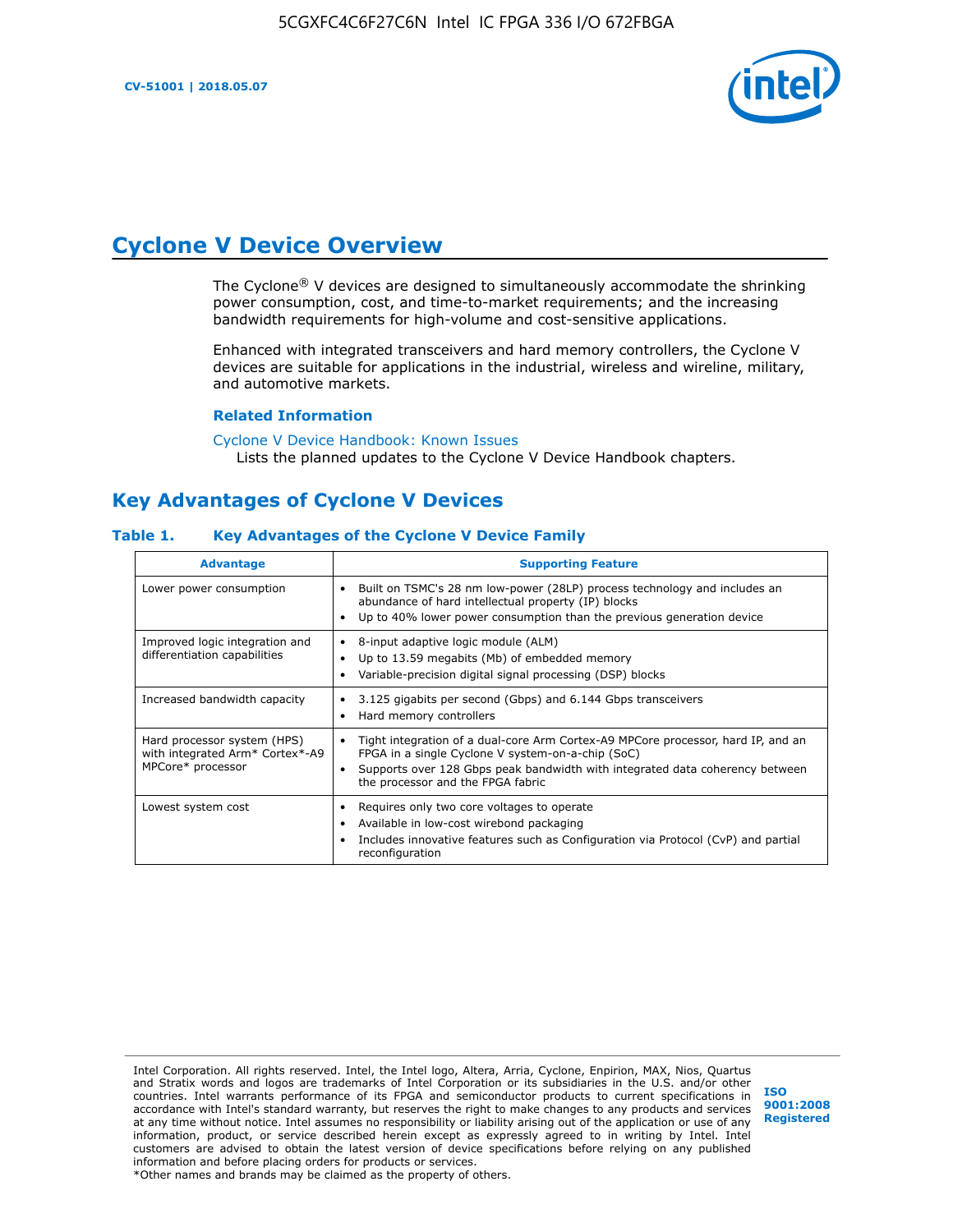# Cyclone V Device Overview

The Cyclone® V devices are designed to simultaneously accommodate the shrinking power consumption, cost, and time-to-market requirements; and the increasing bandwidth requirements for high-volume and cost-sensitive applications.

Enhanced with integrated transceivers and hard memory controllers, the Cyclone V devices are suitable for applications in the industrial, wireless and wireline, military, and automotive markets.

### Related Information

Cyclone V Device Handbook: Known Issues
Lists the planned updates to the Cyclone V Device Handbook chapters.

## Key Advantages of Cyclone V Devices

### Table 1. Key Advantages of the Cyclone V Device Family

| Advantage | Supporting Feature |
| --- | --- |
| Lower power consumption | • Built on TSMC's 28 nm low-power (28LP) process technology and includes an abundance of hard intellectual property (IP) blocks<br>• Up to 40% lower power consumption than the previous generation device |
| Improved logic integration and differentiation capabilities | • 8-input adaptive logic module (ALM)<br>• Up to 13.59 megabits (Mb) of embedded memory<br>• Variable-precision digital signal processing (DSP) blocks |
| Increased bandwidth capacity | • 3.125 gigabits per second (Gbps) and 6.144 Gbps transceivers<br>• Hard memory controllers |
| Hard processor system (HPS) with integrated Arm* Cortex*-A9 MPCore* processor | • Tight integration of a dual-core Arm Cortex-A9 MPCore processor, hard IP, and an FPGA in a single Cyclone V system-on-a-chip (SoC)<br>• Supports over 128 Gbps peak bandwidth with integrated data coherency between the processor and the FPGA fabric |
| Lowest system cost | • Requires only two core voltages to operate<br>• Available in low-cost wirebond packaging<br>• Includes innovative features such as Configuration via Protocol (CvP) and partial reconfiguration |

Intel Corporation. All rights reserved. Intel, the Intel logo, Altera, Arria, Cyclone, Enpirion, MAX, Nios, Quartus and Stratix words and logos are trademarks of Intel Corporation or its subsidiaries in the U.S. and/or other countries. Intel warrants performance of its FPGA and semiconductor products to current specifications in accordance with Intel's standard warranty, but reserves the right to make changes to any products and services at any time without notice. Intel assumes no responsibility or liability arising out of the application or use of any information, product, or service described herein except as expressly agreed to in writing by Intel. Intel customers are advised to obtain the latest version of device specifications before relying on any published information and before placing orders for products or services.
*Other names and brands may be claimed as the property of others.

ISO 9001:2008 Registered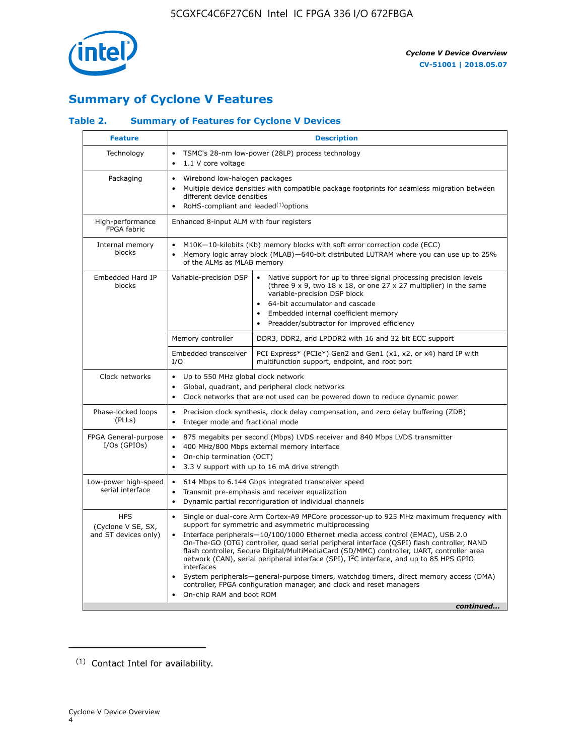## Summary of Cyclone V Features

### Table 2. Summary of Features for Cyclone V Devices

| Feature | Description | |
|---|---|---|
| Technology | • TSMC's 28-nm low-power (28LP) process technology<br>• 1.1 V core voltage | |
| Packaging | • Wirebond low-halogen packages<br>• Multiple device densities with compatible package footprints for seamless migration between different device densities<br>• RoHS-compliant and leaded[(1)] options | |
| High-performance FPGA fabric | Enhanced 8-input ALM with four registers | |
| Internal memory blocks | • M10K—10-kilobits (Kb) memory blocks with soft error correction code (ECC)<br>• Memory logic array block (MLAB)—640-bit distributed LUTRAM where you can use up to 25% of the ALMs as MLAB memory | |
| Embedded Hard IP blocks | Variable-precision DSP | • Native support for up to three signal processing precision levels (three 9 x 9, two 18 x 18, or one 27 x 27 multiplier) in the same variable-precision DSP block<br>• 64-bit accumulator and cascade<br>• Embedded internal coefficient memory<br>• Preadder/subtractor for improved efficiency |
| | Memory controller | DDR3, DDR2, and LPDDR2 with 16 and 32 bit ECC support |
| | Embedded transceiver I/O | PCI Express* (PCIe*) Gen2 and Gen1 (x1, x2, or x4) hard IP with multifunction support, endpoint, and root port |
| Clock networks | • Up to 550 MHz global clock network<br>• Global, quadrant, and peripheral clock networks<br>• Clock networks that are not used can be powered down to reduce dynamic power | |
| Phase-locked loops (PLLs) | • Precision clock synthesis, clock delay compensation, and zero delay buffering (ZDB)<br>• Integer mode and fractional mode | |
| FPGA General-purpose I/Os (GPIOs) | • 875 megabits per second (Mbps) LVDS receiver and 840 Mbps LVDS transmitter<br>• 400 MHz/800 Mbps external memory interface<br>• On-chip termination (OCT)<br>• 3.3 V support with up to 16 mA drive strength | |
| Low-power high-speed serial interface | • 614 Mbps to 6.144 Gbps integrated transceiver speed<br>• Transmit pre-emphasis and receiver equalization<br>• Dynamic partial reconfiguration of individual channels | |
| HPS (Cyclone V SE, SX, and ST devices only) | • Single or dual-core Arm Cortex-A9 MPCore processor-up to 925 MHz maximum frequency with support for symmetric and asymmetric multiprocessing<br>• Interface peripherals—10/100/1000 Ethernet media access control (EMAC), USB 2.0 On-The-GO (OTG) controller, quad serial peripheral interface (QSPI) flash controller, NAND flash controller, Secure Digital/MultiMediaCard (SD/MMC) controller, UART, controller area network (CAN), serial peripheral interface (SPI), I²C interface, and up to 85 HPS GPIO interfaces<br>• System peripherals—general-purpose timers, watchdog timers, direct memory access (DMA) controller, FPGA configuration manager, and clock and reset managers<br>• On-chip RAM and boot ROM | |

*continued...*

(1) Contact Intel for availability.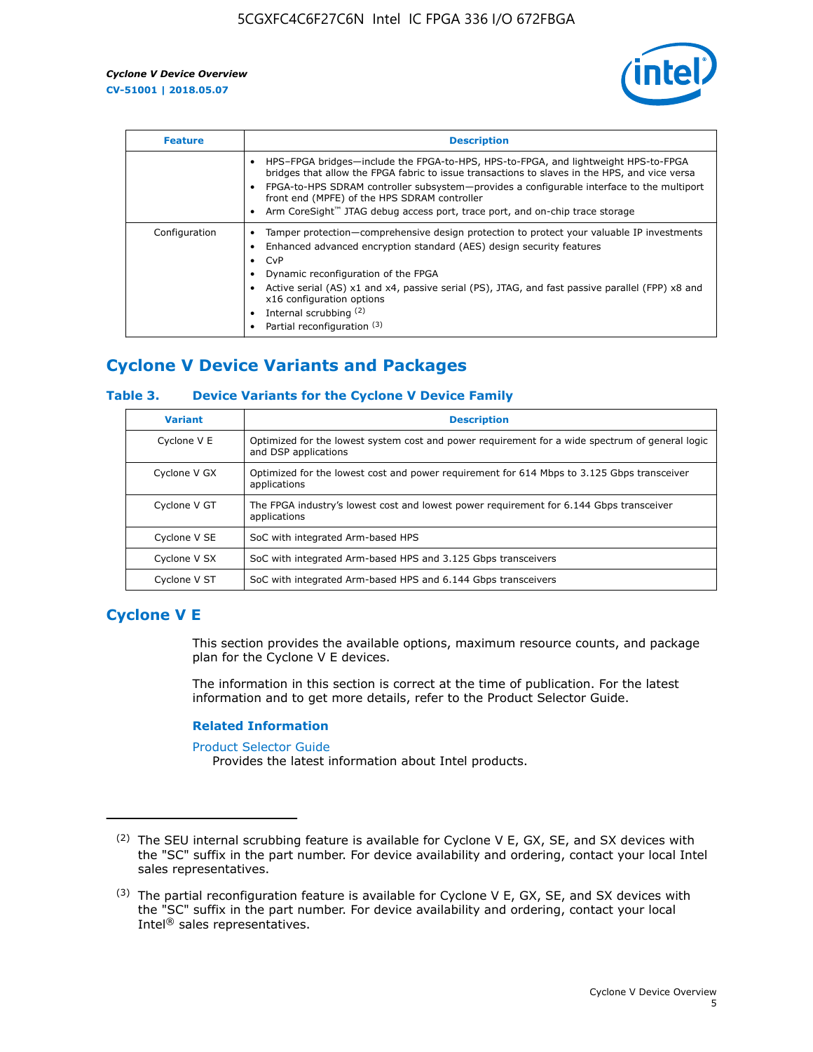| Feature | Description |
| --- | --- |
| | • HPS–FPGA bridges—include the FPGA-to-HPS, HPS-to-FPGA, and lightweight HPS-to-FPGA bridges that allow the FPGA fabric to issue transactions to slaves in the HPS, and vice versa<br>• FPGA-to-HPS SDRAM controller subsystem—provides a configurable interface to the multiport front end (MPFE) of the HPS SDRAM controller<br>• Arm CoreSight™ JTAG debug access port, trace port, and on-chip trace storage |
| Configuration | • Tamper protection—comprehensive design protection to protect your valuable IP investments<br>• Enhanced advanced encryption standard (AES) design security features<br>• CvP<br>• Dynamic reconfiguration of the FPGA<br>• Active serial (AS) x1 and x4, passive serial (PS), JTAG, and fast passive parallel (FPP) x8 and x16 configuration options<br>• Internal scrubbing [(2)]<br>• Partial reconfiguration [(3)] |

## Cyclone V Device Variants and Packages

### Table 3. Device Variants for the Cyclone V Device Family

| Variant | Description |
| --- | --- |
| Cyclone V E | Optimized for the lowest system cost and power requirement for a wide spectrum of general logic and DSP applications |
| Cyclone V GX | Optimized for the lowest cost and power requirement for 614 Mbps to 3.125 Gbps transceiver applications |
| Cyclone V GT | The FPGA industry's lowest cost and lowest power requirement for 6.144 Gbps transceiver applications |
| Cyclone V SE | SoC with integrated Arm-based HPS |
| Cyclone V SX | SoC with integrated Arm-based HPS and 3.125 Gbps transceivers |
| Cyclone V ST | SoC with integrated Arm-based HPS and 6.144 Gbps transceivers |

## Cyclone V E

This section provides the available options, maximum resource counts, and package plan for the Cyclone V E devices.

The information in this section is correct at the time of publication. For the latest information and to get more details, refer to the Product Selector Guide.

### Related Information

Product Selector Guide
Provides the latest information about Intel products.

---

(2) The SEU internal scrubbing feature is available for Cyclone V E, GX, SE, and SX devices with the "SC" suffix in the part number. For device availability and ordering, contact your local Intel sales representatives.

(3) The partial reconfiguration feature is available for Cyclone V E, GX, SE, and SX devices with the "SC" suffix in the part number. For device availability and ordering, contact your local Intel® sales representatives.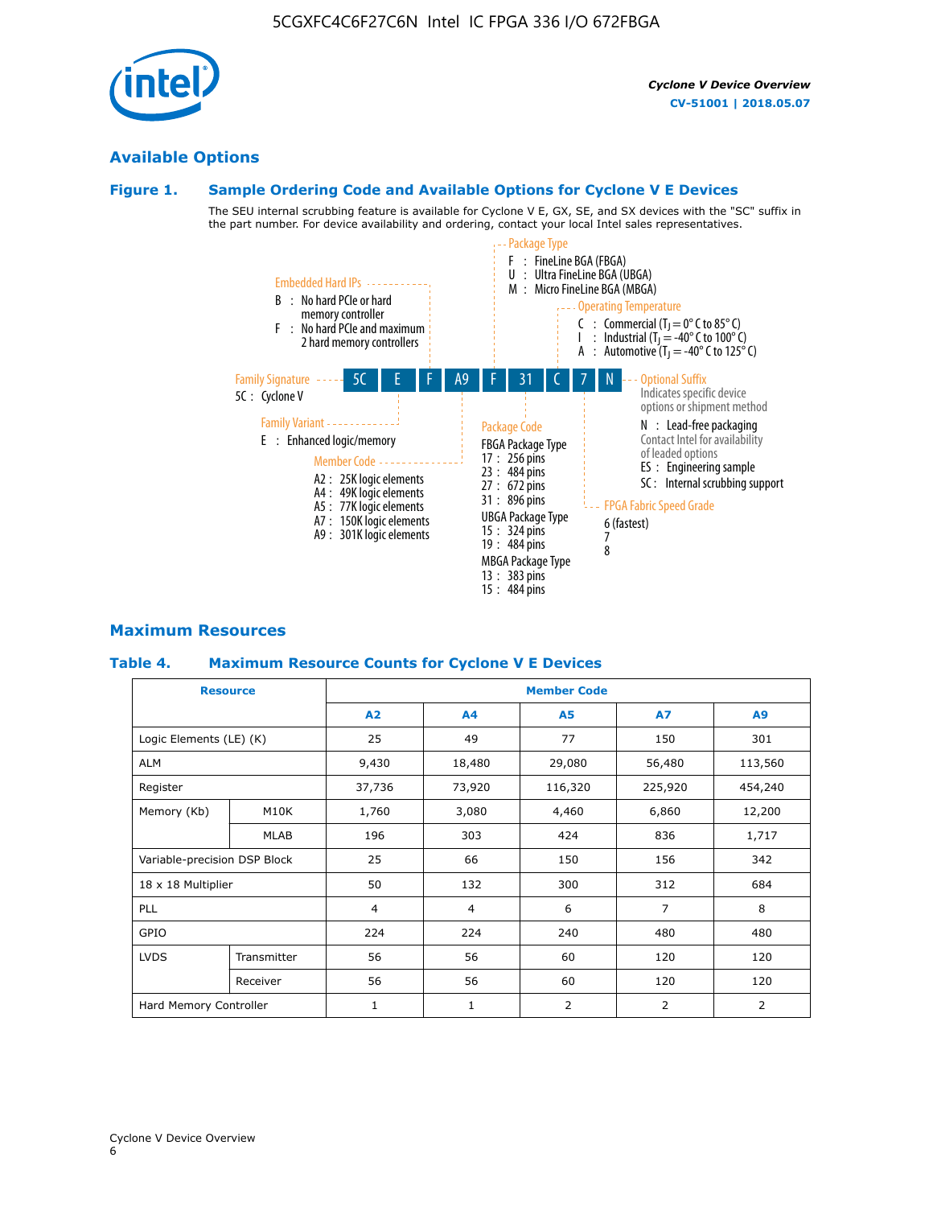## Available Options

### Figure 1. Sample Ordering Code and Available Options for Cyclone V E Devices

The SEU internal scrubbing feature is available for Cyclone V E, GX, SE, and SX devices with the "SC" suffix in the part number. For device availability and ordering, contact your local Intel sales representatives.

**5C E F A9 F 31 C 7 N**

**Family Signature**
- 5C : Cyclone V

**Family Variant**
- E : Enhanced logic/memory

**Embedded Hard IPs**
- B : No hard PCIe or hard memory controller
- F : No hard PCIe and maximum 2 hard memory controllers

**Member Code**
- A2 : 25K logic elements
- A4 : 49K logic elements
- A5 : 77K logic elements
- A7 : 150K logic elements
- A9 : 301K logic elements

**Package Type**
- F : FineLine BGA (FBGA)
- U : Ultra FineLine BGA (UBGA)
- M : Micro FineLine BGA (MBGA)

**Package Code**

FBGA Package Type
- 17 : 256 pins
- 23 : 484 pins
- 27 : 672 pins
- 31 : 896 pins

UBGA Package Type
- 15 : 324 pins
- 19 : 484 pins

MBGA Package Type
- 13 : 383 pins
- 15 : 484 pins

**Operating Temperature**
- C : Commercial ($T_J$ = 0° C to 85° C)
- I : Industrial ($T_J$ = -40° C to 100° C)
- A : Automotive ($T_J$ = -40° C to 125° C)

**FPGA Fabric Speed Grade**
- 6 (fastest)
- 7
- 8

**Optional Suffix**

Indicates specific device options or shipment method
- N : Lead-free packaging

Contact Intel for availability of leaded options
- ES : Engineering sample
- SC : Internal scrubbing support

## Maximum Resources

### Table 4. Maximum Resource Counts for Cyclone V E Devices

| Resource | | Member Code | | | | |
|---|---|---|---|---|---|---|
| | | A2 | A4 | A5 | A7 | A9 |
| Logic Elements (LE) (K) | | 25 | 49 | 77 | 150 | 301 |
| ALM | | 9,430 | 18,480 | 29,080 | 56,480 | 113,560 |
| Register | | 37,736 | 73,920 | 116,320 | 225,920 | 454,240 |
| Memory (Kb) | M10K | 1,760 | 3,080 | 4,460 | 6,860 | 12,200 |
| | MLAB | 196 | 303 | 424 | 836 | 1,717 |
| Variable-precision DSP Block | | 25 | 66 | 150 | 156 | 342 |
| 18 x 18 Multiplier | | 50 | 132 | 300 | 312 | 684 |
| PLL | | 4 | 4 | 6 | 7 | 8 |
| GPIO | | 224 | 224 | 240 | 480 | 480 |
| LVDS | Transmitter | 56 | 56 | 60 | 120 | 120 |
| | Receiver | 56 | 56 | 60 | 120 | 120 |
| Hard Memory Controller | | 1 | 1 | 2 | 2 | 2 |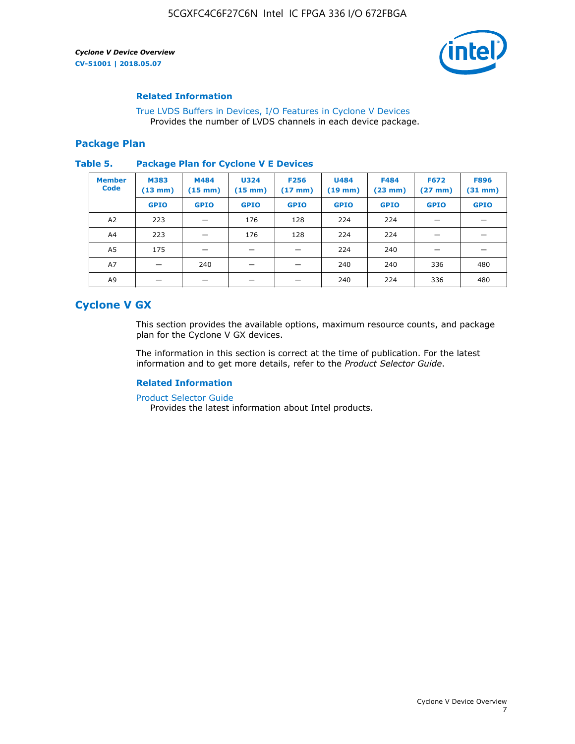### Related Information

True LVDS Buffers in Devices, I/O Features in Cyclone V Devices
Provides the number of LVDS channels in each device package.

## Package Plan

**Table 5. Package Plan for Cyclone V E Devices**

| Member Code | M383 (13 mm) | M484 (15 mm) | U324 (15 mm) | F256 (17 mm) | U484 (19 mm) | F484 (23 mm) | F672 (27 mm) | F896 (31 mm) |
|---|---|---|---|---|---|---|---|---|
| | GPIO | GPIO | GPIO | GPIO | GPIO | GPIO | GPIO | GPIO |
| A2 | 223 | — | 176 | 128 | 224 | 224 | — | — |
| A4 | 223 | — | 176 | 128 | 224 | 224 | — | — |
| A5 | 175 | — | — | — | 224 | 240 | — | — |
| A7 | — | 240 | — | — | 240 | 240 | 336 | 480 |
| A9 | — | — | — | — | 240 | 224 | 336 | 480 |

# Cyclone V GX

This section provides the available options, maximum resource counts, and package plan for the Cyclone V GX devices.

The information in this section is correct at the time of publication. For the latest information and to get more details, refer to the *Product Selector Guide*.

### Related Information

Product Selector Guide
Provides the latest information about Intel products.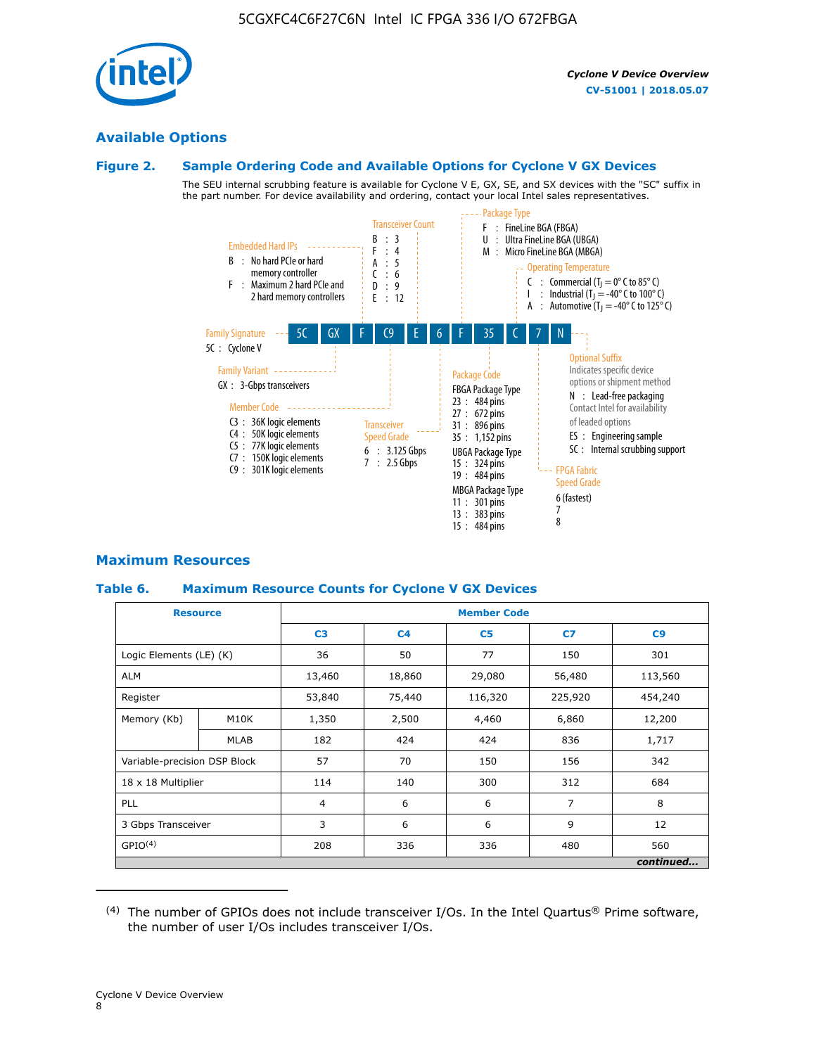## Available Options

### Figure 2. Sample Ordering Code and Available Options for Cyclone V GX Devices

The SEU internal scrubbing feature is available for Cyclone V E, GX, SE, and SX devices with the "SC" suffix in the part number. For device availability and ordering, contact your local Intel sales representatives.

Sample ordering code: 5C GX F C9 E 6 F 35 C 7 N

- **Family Signature**
  - 5C : Cyclone V
- **Family Variant**
  - GX : 3-Gbps transceivers
- **Embedded Hard IPs**
  - B : No hard PCIe or hard memory controller
  - F : Maximum 2 hard PCIe and 2 hard memory controllers
- **Member Code**
  - C3 : 36K logic elements
  - C4 : 50K logic elements
  - C5 : 77K logic elements
  - C7 : 150K logic elements
  - C9 : 301K logic elements
- **Transceiver Count**
  - B : 3
  - F : 4
  - A : 5
  - C : 6
  - D : 9
  - E : 12
- **Transceiver Speed Grade**
  - 6 : 3.125 Gbps
  - 7 : 2.5 Gbps
- **Package Type**
  - F : FineLine BGA (FBGA)
  - U : Ultra FineLine BGA (UBGA)
  - M : Micro FineLine BGA (MBGA)
- **Package Code**
  - FBGA Package Type
    - 23 : 484 pins
    - 27 : 672 pins
    - 31 : 896 pins
    - 35 : 1,152 pins
  - UBGA Package Type
    - 15 : 324 pins
    - 19 : 484 pins
  - MBGA Package Type
    - 11 : 301 pins
    - 13 : 383 pins
    - 15 : 484 pins
- **Operating Temperature**
  - C : Commercial ($T_J$ = 0° C to 85° C)
  - I : Industrial ($T_J$ = -40° C to 100° C)
  - A : Automotive ($T_J$ = -40° C to 125° C)
- **FPGA Fabric Speed Grade**
  - 6 (fastest)
  - 7
  - 8
- **Optional Suffix**
  - Indicates specific device options or shipment method
  - N : Lead-free packaging. Contact Intel for availability of leaded options
  - ES : Engineering sample
  - SC : Internal scrubbing support

## Maximum Resources

### Table 6. Maximum Resource Counts for Cyclone V GX Devices

| Resource | | Member Code | | | | |
|---|---|---|---|---|---|---|
| | | C3 | C4 | C5 | C7 | C9 |
| Logic Elements (LE) (K) | | 36 | 50 | 77 | 150 | 301 |
| ALM | | 13,460 | 18,860 | 29,080 | 56,480 | 113,560 |
| Register | | 53,840 | 75,440 | 116,320 | 225,920 | 454,240 |
| Memory (Kb) | M10K | 1,350 | 2,500 | 4,460 | 6,860 | 12,200 |
| | MLAB | 182 | 424 | 424 | 836 | 1,717 |
| Variable-precision DSP Block | | 57 | 70 | 150 | 156 | 342 |
| 18 x 18 Multiplier | | 114 | 140 | 300 | 312 | 684 |
| PLL | | 4 | 6 | 6 | 7 | 8 |
| 3 Gbps Transceiver | | 3 | 6 | 6 | 9 | 12 |
| GPIO[(4)] | | 208 | 336 | 336 | 480 | 560 |

*continued...*

(4) The number of GPIOs does not include transceiver I/Os. In the Intel Quartus® Prime software, the number of user I/Os includes transceiver I/Os.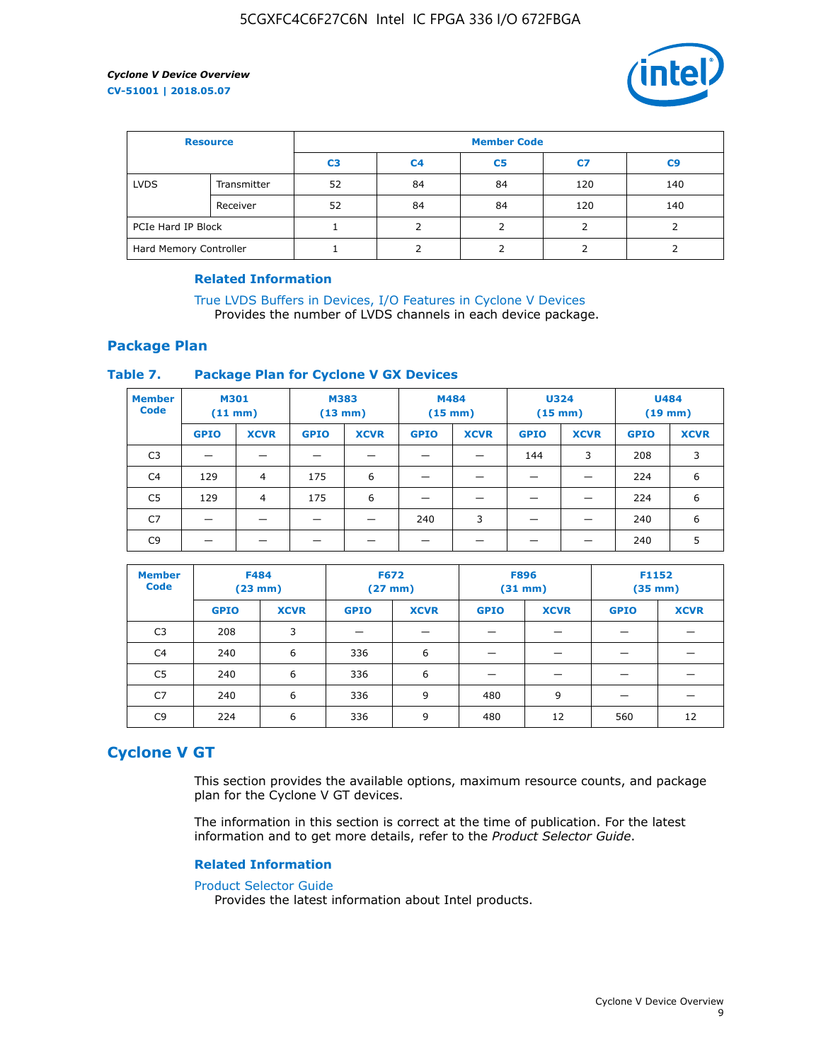| Resource | | Member Code | | | | |
|---|---|---|---|---|---|---|
| | | C3 | C4 | C5 | C7 | C9 |
| LVDS | Transmitter | 52 | 84 | 84 | 120 | 140 |
| | Receiver | 52 | 84 | 84 | 120 | 140 |
| PCIe Hard IP Block | | 1 | 2 | 2 | 2 | 2 |
| Hard Memory Controller | | 1 | 2 | 2 | 2 | 2 |

**Related Information**

True LVDS Buffers in Devices, I/O Features in Cyclone V Devices
Provides the number of LVDS channels in each device package.

## Package Plan

**Table 7. Package Plan for Cyclone V GX Devices**

| Member Code | M301 (11 mm) | | M383 (13 mm) | | M484 (15 mm) | | U324 (15 mm) | | U484 (19 mm) | |
|---|---|---|---|---|---|---|---|---|---|---|
| | GPIO | XCVR | GPIO | XCVR | GPIO | XCVR | GPIO | XCVR | GPIO | XCVR |
| C3 | — | — | — | — | — | — | 144 | 3 | 208 | 3 |
| C4 | 129 | 4 | 175 | 6 | — | — | — | — | 224 | 6 |
| C5 | 129 | 4 | 175 | 6 | — | — | — | — | 224 | 6 |
| C7 | — | — | — | — | 240 | 3 | — | — | 240 | 6 |
| C9 | — | — | — | — | — | — | — | — | 240 | 5 |

| Member Code | F484 (23 mm) | | F672 (27 mm) | | F896 (31 mm) | | F1152 (35 mm) | |
|---|---|---|---|---|---|---|---|---|
| | GPIO | XCVR | GPIO | XCVR | GPIO | XCVR | GPIO | XCVR |
| C3 | 208 | 3 | — | — | — | — | — | — |
| C4 | 240 | 6 | 336 | 6 | — | — | — | — |
| C5 | 240 | 6 | 336 | 6 | — | — | — | — |
| C7 | 240 | 6 | 336 | 9 | 480 | 9 | — | — |
| C9 | 224 | 6 | 336 | 9 | 480 | 12 | 560 | 12 |

# Cyclone V GT

This section provides the available options, maximum resource counts, and package plan for the Cyclone V GT devices.

The information in this section is correct at the time of publication. For the latest information and to get more details, refer to the *Product Selector Guide*.

**Related Information**

Product Selector Guide
Provides the latest information about Intel products.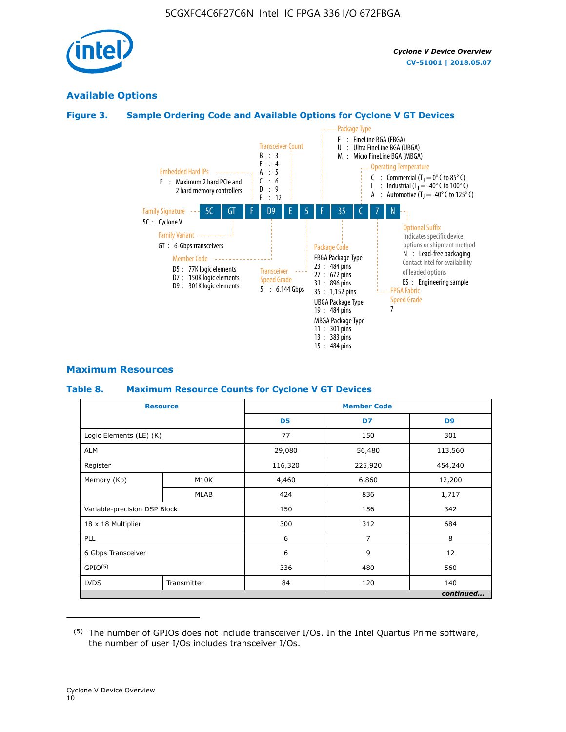## Available Options

### Figure 3. Sample Ordering Code and Available Options for Cylone V GT Devices

5C GT F D9 E 5 F 35 C 7 N

- **Family Signature**
  - 5C : Cyclone V
- **Family Variant**
  - GT : 6-Gbps transceivers
- **Embedded Hard IPs**
  - F : Maximum 2 hard PCIe and 2 hard memory controllers
- **Member Code**
  - D5 : 77K logic elements
  - D7 : 150K logic elements
  - D9 : 301K logic elements
- **Transceiver Count**
  - B : 3
  - F : 4
  - A : 5
  - C : 6
  - D : 9
  - E : 12
- **Transceiver Speed Grade**
  - 5 : 6.144 Gbps
- **Package Type**
  - F : FineLine BGA (FBGA)
  - U : Ultra FineLine BGA (UBGA)
  - M : Micro FineLine BGA (MBGA)
- **Package Code**
  - FBGA Package Type
    - 23 : 484 pins
    - 27 : 672 pins
    - 31 : 896 pins
    - 35 : 1,152 pins
  - UBGA Package Type
    - 19 : 484 pins
  - MBGA Package Type
    - 11 : 301 pins
    - 13 : 383 pins
    - 15 : 484 pins
- **Operating Temperature**
  - C : Commercial ($T_J$ = 0° C to 85° C)
  - I : Industrial ($T_J$ = -40° C to 100° C)
  - A : Automotive ($T_J$ = -40° C to 125° C)
- **FPGA Fabric Speed Grade**
  - 7
- **Optional Suffix**
  - Indicates specific device options or shipment method
  - N : Lead-free packaging. Contact Intel for availability of leaded options
  - ES : Engineering sample

## Maximum Resources

### Table 8. Maximum Resource Counts for Cyclone V GT Devices

| Resource | | Member Code | | |
|---|---|---|---|---|
| | | D5 | D7 | D9 |
| Logic Elements (LE) (K) | | 77 | 150 | 301 |
| ALM | | 29,080 | 56,480 | 113,560 |
| Register | | 116,320 | 225,920 | 454,240 |
| Memory (Kb) | M10K | 4,460 | 6,860 | 12,200 |
| | MLAB | 424 | 836 | 1,717 |
| Variable-precision DSP Block | | 150 | 156 | 342 |
| 18 x 18 Multiplier | | 300 | 312 | 684 |
| PLL | | 6 | 7 | 8 |
| 6 Gbps Transceiver | | 6 | 9 | 12 |
| GPIO[5] | | 336 | 480 | 560 |
| LVDS | Transmitter | 84 | 120 | 140 |

*continued...*

(5) The number of GPIOs does not include transceiver I/Os. In the Intel Quartus Prime software, the number of user I/Os includes transceiver I/Os.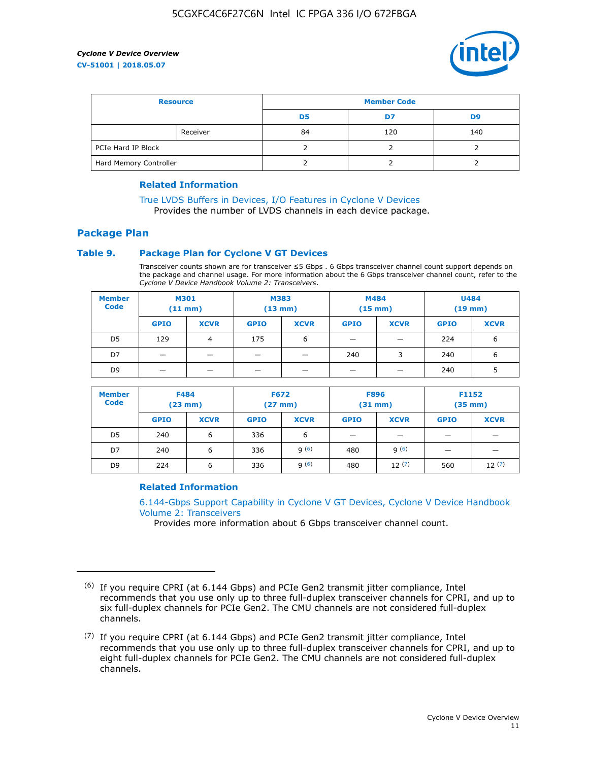| Resource | | Member Code | | |
|---|---|---|---|---|
| | | D5 | D7 | D9 |
| | Receiver | 84 | 120 | 140 |
| PCIe Hard IP Block | | 2 | 2 | 2 |
| Hard Memory Controller | | 2 | 2 | 2 |

### Related Information

True LVDS Buffers in Devices, I/O Features in Cyclone V Devices
Provides the number of LVDS channels in each device package.

## Package Plan

### Table 9. Package Plan for Cyclone V GT Devices

Transceiver counts shown are for transceiver ≤5 Gbps . 6 Gbps transceiver channel count support depends on the package and channel usage. For more information about the 6 Gbps transceiver channel count, refer to the *Cyclone V Device Handbook Volume 2: Transceivers*.

| Member Code | M301 (11 mm) | | M383 (13 mm) | | M484 (15 mm) | | U484 (19 mm) | |
|---|---|---|---|---|---|---|---|---|
| | GPIO | XCVR | GPIO | XCVR | GPIO | XCVR | GPIO | XCVR |
| D5 | 129 | 4 | 175 | 6 | — | — | 224 | 6 |
| D7 | — | — | — | — | 240 | 3 | 240 | 6 |
| D9 | — | — | — | — | — | — | 240 | 5 |

| Member Code | F484 (23 mm) | | F672 (27 mm) | | F896 (31 mm) | | F1152 (35 mm) | |
|---|---|---|---|---|---|---|---|---|
| | GPIO | XCVR | GPIO | XCVR | GPIO | XCVR | GPIO | XCVR |
| D5 | 240 | 6 | 336 | 6 | — | — | — | — |
| D7 | 240 | 6 | 336 | 9 [6] | 480 | 9 [6] | — | — |
| D9 | 224 | 6 | 336 | 9 [6] | 480 | 12 [7] | 560 | 12 [7] |

### Related Information

6.144-Gbps Support Capability in Cyclone V GT Devices, Cyclone V Device Handbook Volume 2: Transceivers
Provides more information about 6 Gbps transceiver channel count.

---

[6] If you require CPRI (at 6.144 Gbps) and PCIe Gen2 transmit jitter compliance, Intel recommends that you use only up to three full-duplex transceiver channels for CPRI, and up to six full-duplex channels for PCIe Gen2. The CMU channels are not considered full-duplex channels.

[7] If you require CPRI (at 6.144 Gbps) and PCIe Gen2 transmit jitter compliance, Intel recommends that you use only up to three full-duplex transceiver channels for CPRI, and up to eight full-duplex channels for PCIe Gen2. The CMU channels are not considered full-duplex channels.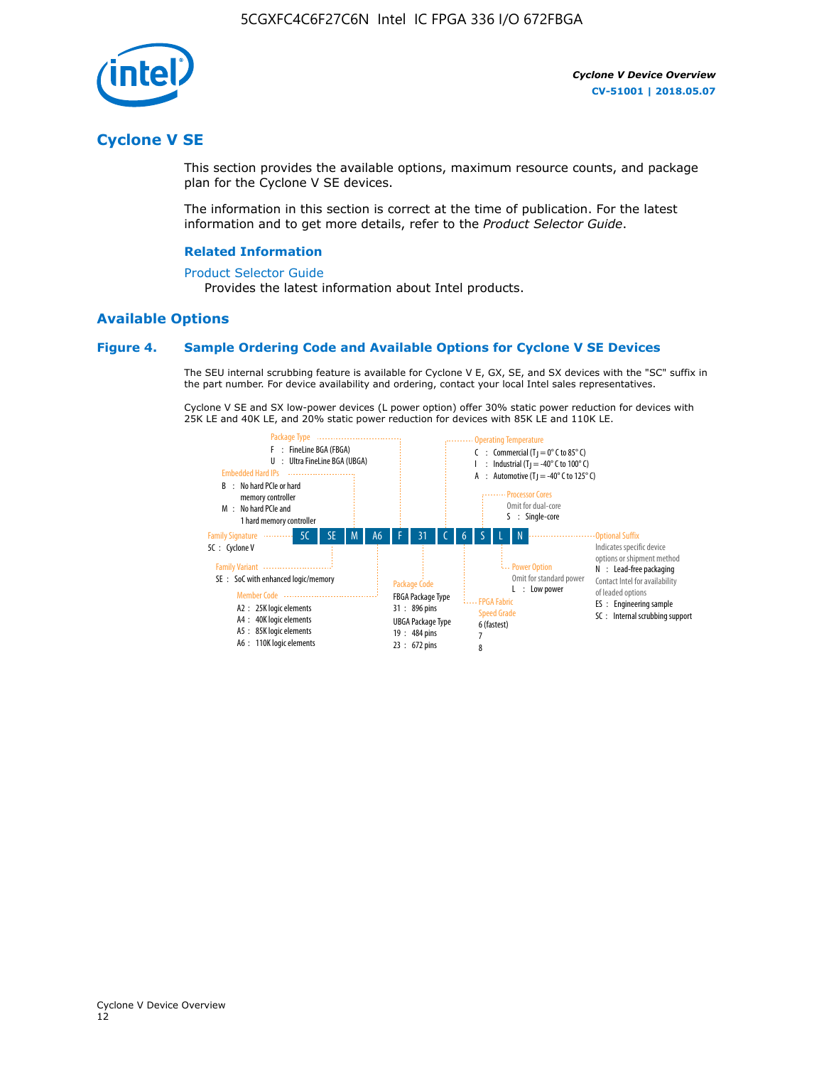# Cyclone V SE

This section provides the available options, maximum resource counts, and package plan for the Cyclone V SE devices.

The information in this section is correct at the time of publication. For the latest information and to get more details, refer to the *Product Selector Guide*.

### Related Information

Product Selector Guide
Provides the latest information about Intel products.

## Available Options

### Figure 4. Sample Ordering Code and Available Options for Cyclone V SE Devices

The SEU internal scrubbing feature is available for Cyclone V E, GX, SE, and SX devices with the "SC" suffix in the part number. For device availability and ordering, contact your local Intel sales representatives.

Cyclone V SE and SX low-power devices (L power option) offer 30% static power reduction for devices with 25K LE and 40K LE, and 20% static power reduction for devices with 85K LE and 110K LE.

5C SE M A6 F 31 C 6 S L N

- **Family Signature**
  - 5C : Cyclone V
- **Family Variant**
  - SE : SoC with enhanced logic/memory
- **Embedded Hard IPs**
  - B : No hard PCIe or hard memory controller
  - M : No hard PCIe and 1 hard memory controller
- **Member Code**
  - A2 : 25K logic elements
  - A4 : 40K logic elements
  - A5 : 85K logic elements
  - A6 : 110K logic elements
- **Package Type**
  - F : FineLine BGA (FBGA)
  - U : Ultra FineLine BGA (UBGA)
- **Package Code**
  - FBGA Package Type
    - 31 : 896 pins
  - UBGA Package Type
    - 19 : 484 pins
    - 23 : 672 pins
- **Operating Temperature**
  - C : Commercial ($T_J$ = 0° C to 85° C)
  - I : Industrial ($T_J$ = -40° C to 100° C)
  - A : Automotive ($T_J$ = -40° C to 125° C)
- **FPGA Fabric Speed Grade**
  - 6 (fastest)
  - 7
  - 8
- **Processor Cores**
  - Omit for dual-core
  - S : Single-core
- **Power Option**
  - Omit for standard power
  - L : Low power
- **Optional Suffix**
  - Indicates specific device options or shipment method
  - N : Lead-free packaging
  - Contact Intel for availability of leaded options
  - ES : Engineering sample
  - SC : Internal scrubbing support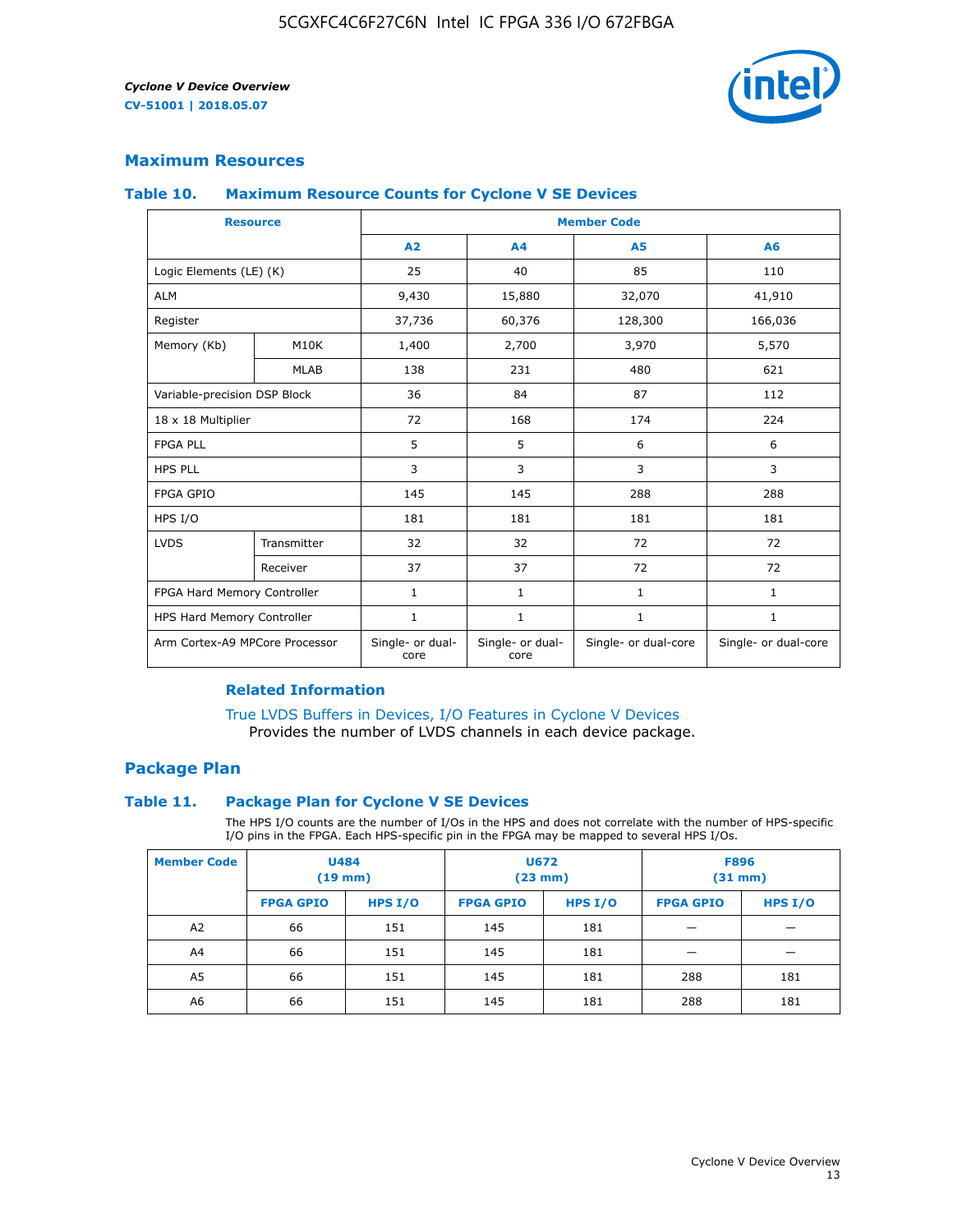## Maximum Resources

### Table 10. Maximum Resource Counts for Cyclone V SE Devices

| Resource | | Member Code | | | |
|---|---|---|---|---|---|
| | | A2 | A4 | A5 | A6 |
| Logic Elements (LE) (K) | | 25 | 40 | 85 | 110 |
| ALM | | 9,430 | 15,880 | 32,070 | 41,910 |
| Register | | 37,736 | 60,376 | 128,300 | 166,036 |
| Memory (Kb) | M10K | 1,400 | 2,700 | 3,970 | 5,570 |
| | MLAB | 138 | 231 | 480 | 621 |
| Variable-precision DSP Block | | 36 | 84 | 87 | 112 |
| 18 x 18 Multiplier | | 72 | 168 | 174 | 224 |
| FPGA PLL | | 5 | 5 | 6 | 6 |
| HPS PLL | | 3 | 3 | 3 | 3 |
| FPGA GPIO | | 145 | 145 | 288 | 288 |
| HPS I/O | | 181 | 181 | 181 | 181 |
| LVDS | Transmitter | 32 | 32 | 72 | 72 |
| | Receiver | 37 | 37 | 72 | 72 |
| FPGA Hard Memory Controller | | 1 | 1 | 1 | 1 |
| HPS Hard Memory Controller | | 1 | 1 | 1 | 1 |
| Arm Cortex-A9 MPCore Processor | | Single- or dual-core | Single- or dual-core | Single- or dual-core | Single- or dual-core |

### Related Information

True LVDS Buffers in Devices, I/O Features in Cyclone V Devices
Provides the number of LVDS channels in each device package.

## Package Plan

### Table 11. Package Plan for Cyclone V SE Devices

The HPS I/O counts are the number of I/Os in the HPS and does not correlate with the number of HPS-specific I/O pins in the FPGA. Each HPS-specific pin in the FPGA may be mapped to several HPS I/Os.

| Member Code | U484 (19 mm) | | U672 (23 mm) | | F896 (31 mm) | |
|---|---|---|---|---|---|---|
| | FPGA GPIO | HPS I/O | FPGA GPIO | HPS I/O | FPGA GPIO | HPS I/O |
| A2 | 66 | 151 | 145 | 181 | — | — |
| A4 | 66 | 151 | 145 | 181 | — | — |
| A5 | 66 | 151 | 145 | 181 | 288 | 181 |
| A6 | 66 | 151 | 145 | 181 | 288 | 181 |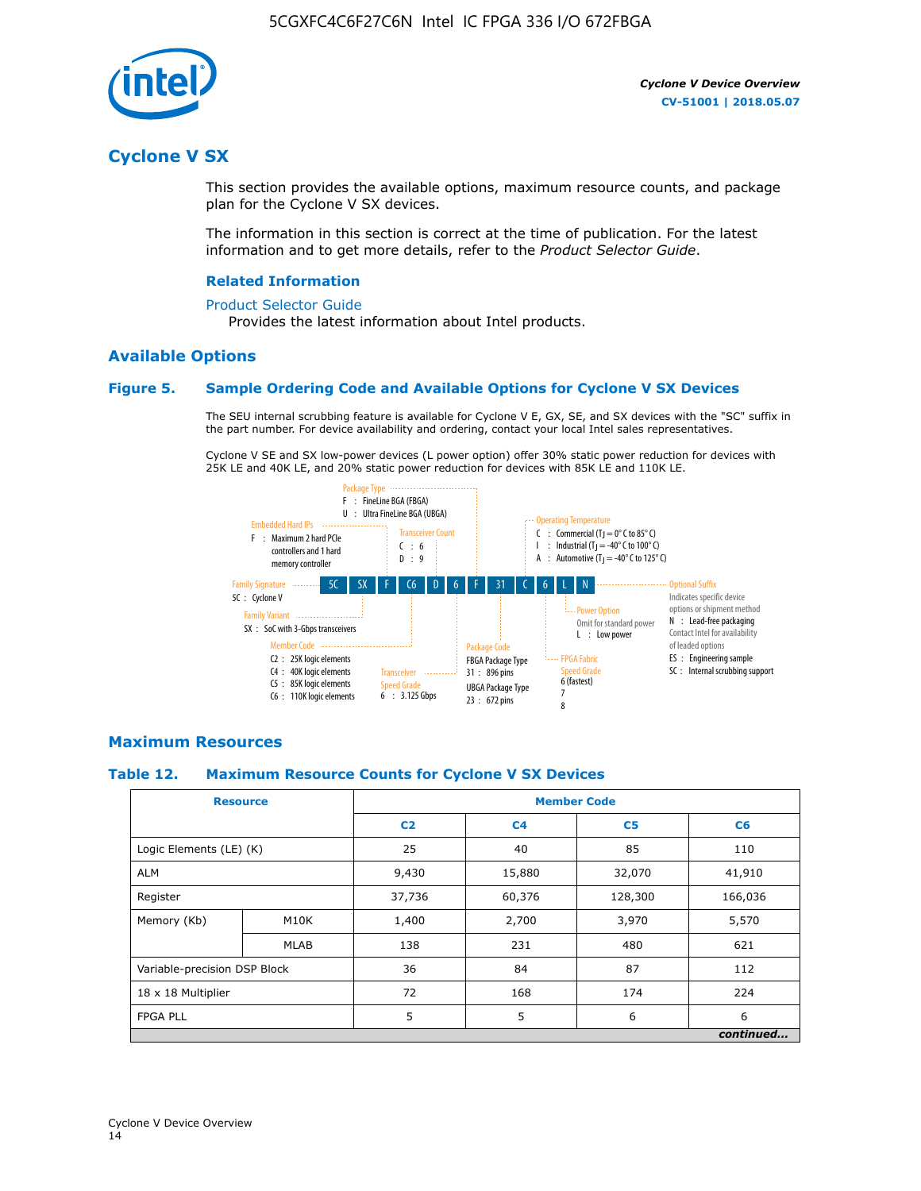## Cyclone V SX

This section provides the available options, maximum resource counts, and package plan for the Cyclone V SX devices.

The information in this section is correct at the time of publication. For the latest information and to get more details, refer to the *Product Selector Guide*.

### Related Information

Product Selector Guide
Provides the latest information about Intel products.

### Available Options

#### Figure 5. Sample Ordering Code and Available Options for Cyclone V SX Devices

The SEU internal scrubbing feature is available for Cyclone V E, GX, SE, and SX devices with the "SC" suffix in the part number. For device availability and ordering, contact your local Intel sales representatives.

Cyclone V SE and SX low-power devices (L power option) offer 30% static power reduction for devices with 25K LE and 40K LE, and 20% static power reduction for devices with 85K LE and 110K LE.

Sample ordering code: 5C SX F C6 D 6 F 31 C 6 L N

- **Family Signature**
  - 5C : Cyclone V
- **Family Variant**
  - SX : SoC with 3-Gbps transceivers
- **Embedded Hard IPs**
  - F : Maximum 2 hard PCIe controllers and 1 hard memory controller
- **Member Code**
  - C2 : 25K logic elements
  - C4 : 40K logic elements
  - C5 : 85K logic elements
  - C6 : 110K logic elements
- **Transceiver Count**
  - C : 6
  - D : 9
- **Transceiver Speed Grade**
  - 6 : 3.125 Gbps
- **Package Type**
  - F : FineLine BGA (FBGA)
  - U : Ultra FineLine BGA (UBGA)
- **Package Code**
  - FBGA Package Type
    - 31 : 896 pins
  - UBGA Package Type
    - 23 : 672 pins
- **Operating Temperature**
  - C : Commercial ($T_J$ = 0° C to 85° C)
  - I : Industrial ($T_J$ = -40° C to 100° C)
  - A : Automotive ($T_J$ = -40° C to 125° C)
- **FPGA Fabric Speed Grade**
  - 6 (fastest)
  - 7
  - 8
- **Power Option**
  - Omit for standard power
  - L : Low power
- **Optional Suffix**
  - Indicates specific device options or shipment method
  - N : Lead-free packaging
  - Contact Intel for availability of leaded options
  - ES : Engineering sample
  - SC : Internal scrubbing support

### Maximum Resources

#### Table 12. Maximum Resource Counts for Cyclone V SX Devices

| Resource | | C2 | C4 | C5 | C6 |
|---|---|---|---|---|---|
| Logic Elements (LE) (K) | | 25 | 40 | 85 | 110 |
| ALM | | 9,430 | 15,880 | 32,070 | 41,910 |
| Register | | 37,736 | 60,376 | 128,300 | 166,036 |
| Memory (Kb) | M10K | 1,400 | 2,700 | 3,970 | 5,570 |
| | MLAB | 138 | 231 | 480 | 621 |
| Variable-precision DSP Block | | 36 | 84 | 87 | 112 |
| 18 x 18 Multiplier | | 72 | 168 | 174 | 224 |
| FPGA PLL | | 5 | 5 | 6 | 6 |

*continued...*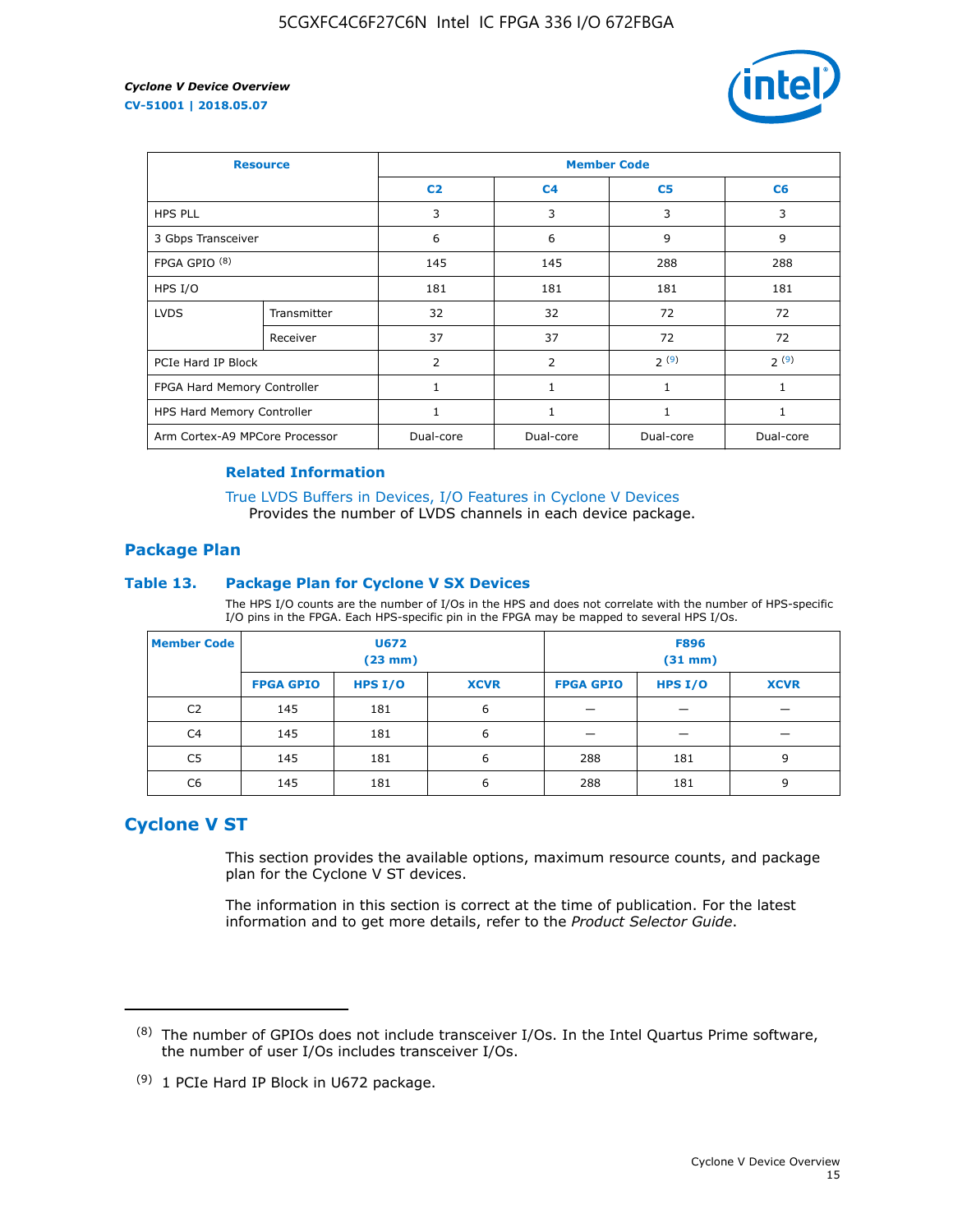| Resource | | Member Code | | | |
|---|---|---|---|---|---|
| | | C2 | C4 | C5 | C6 |
| HPS PLL | | 3 | 3 | 3 | 3 |
| 3 Gbps Transceiver | | 6 | 6 | 9 | 9 |
| FPGA GPIO [8] | | 145 | 145 | 288 | 288 |
| HPS I/O | | 181 | 181 | 181 | 181 |
| LVDS | Transmitter | 32 | 32 | 72 | 72 |
| | Receiver | 37 | 37 | 72 | 72 |
| PCIe Hard IP Block | | 2 | 2 | 2 [9] | 2 [9] |
| FPGA Hard Memory Controller | | 1 | 1 | 1 | 1 |
| HPS Hard Memory Controller | | 1 | 1 | 1 | 1 |
| Arm Cortex-A9 MPCore Processor | | Dual-core | Dual-core | Dual-core | Dual-core |

### Related Information

True LVDS Buffers in Devices, I/O Features in Cyclone V Devices
Provides the number of LVDS channels in each device package.

## Package Plan

### Table 13. Package Plan for Cyclone V SX Devices

The HPS I/O counts are the number of I/Os in the HPS and does not correlate with the number of HPS-specific I/O pins in the FPGA. Each HPS-specific pin in the FPGA may be mapped to several HPS I/Os.

| Member Code | U672 (23 mm) | | | F896 (31 mm) | | |
|---|---|---|---|---|---|---|
| | FPGA GPIO | HPS I/O | XCVR | FPGA GPIO | HPS I/O | XCVR |
| C2 | 145 | 181 | 6 | — | — | — |
| C4 | 145 | 181 | 6 | — | — | — |
| C5 | 145 | 181 | 6 | 288 | 181 | 9 |
| C6 | 145 | 181 | 6 | 288 | 181 | 9 |

## Cyclone V ST

This section provides the available options, maximum resource counts, and package plan for the Cyclone V ST devices.

The information in this section is correct at the time of publication. For the latest information and to get more details, refer to the *Product Selector Guide*.

---

(8) The number of GPIOs does not include transceiver I/Os. In the Intel Quartus Prime software, the number of user I/Os includes transceiver I/Os.

(9) 1 PCIe Hard IP Block in U672 package.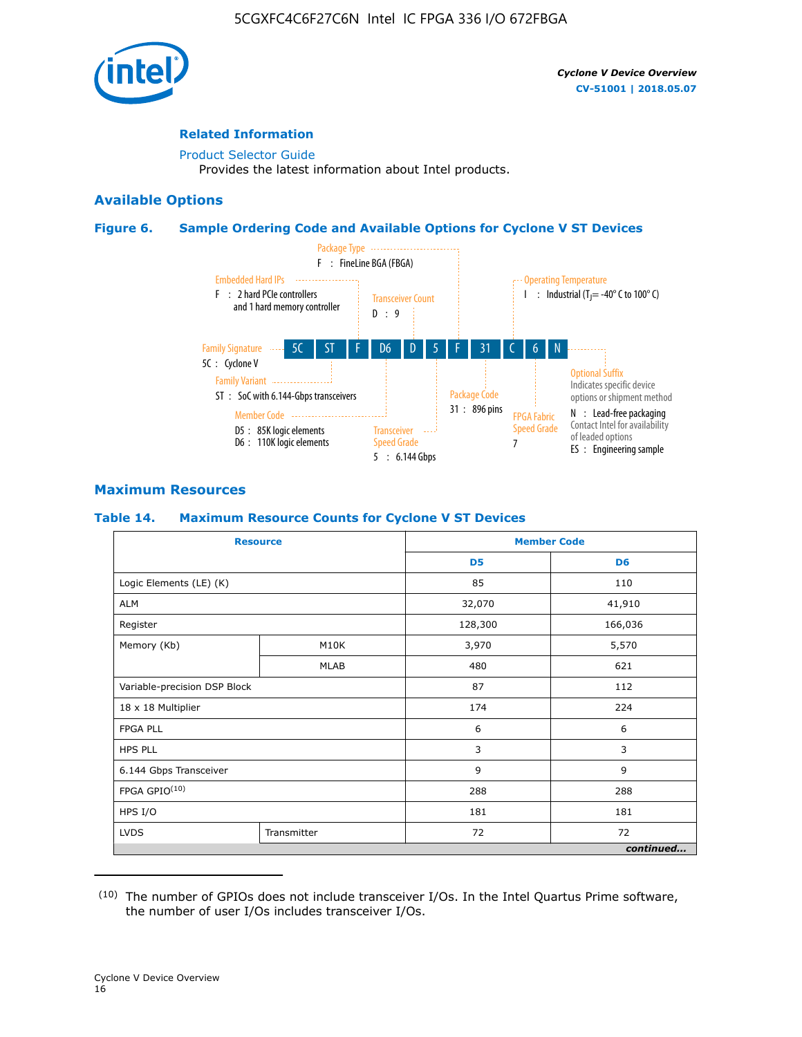## Related Information

Product Selector Guide
Provides the latest information about Intel products.

## Available Options

### Figure 6. Sample Ordering Code and Available Options for Cyclone V ST Devices

5C ST F D6 D 5 F 31 C 6 N

- **Family Signature**
  - 5C : Cyclone V
- **Family Variant**
  - ST : SoC with 6.144-Gbps transceivers
- **Embedded Hard IPs**
  - F : 2 hard PCIe controllers and 1 hard memory controller
- **Member Code**
  - D5 : 85K logic elements
  - D6 : 110K logic elements
- **Transceiver Count**
  - D : 9
- **Transceiver Speed Grade**
  - 5 : 6.144 Gbps
- **Package Type**
  - F : FineLine BGA (FBGA)
- **Package Code**
  - 31 : 896 pins
- **Operating Temperature**
  - I : Industrial ($T_J$= -40° C to 100° C)
- **FPGA Fabric Speed Grade**
  - 7
- **Optional Suffix** — Indicates specific device options or shipment method
  - N : Lead-free packaging. Contact Intel for availability of leaded options
  - ES : Engineering sample

## Maximum Resources

### Table 14. Maximum Resource Counts for Cyclone V ST Devices

| Resource | | Member Code | |
|---|---|---|---|
| | | D5 | D6 |
| Logic Elements (LE) (K) | | 85 | 110 |
| ALM | | 32,070 | 41,910 |
| Register | | 128,300 | 166,036 |
| Memory (Kb) | M10K | 3,970 | 5,570 |
| | MLAB | 480 | 621 |
| Variable-precision DSP Block | | 87 | 112 |
| 18 x 18 Multiplier | | 174 | 224 |
| FPGA PLL | | 6 | 6 |
| HPS PLL | | 3 | 3 |
| 6.144 Gbps Transceiver | | 9 | 9 |
| FPGA GPIO[(10)] | | 288 | 288 |
| HPS I/O | | 181 | 181 |
| LVDS | Transmitter | 72 | 72 |

*continued...*

(10) The number of GPIOs does not include transceiver I/Os. In the Intel Quartus Prime software, the number of user I/Os includes transceiver I/Os.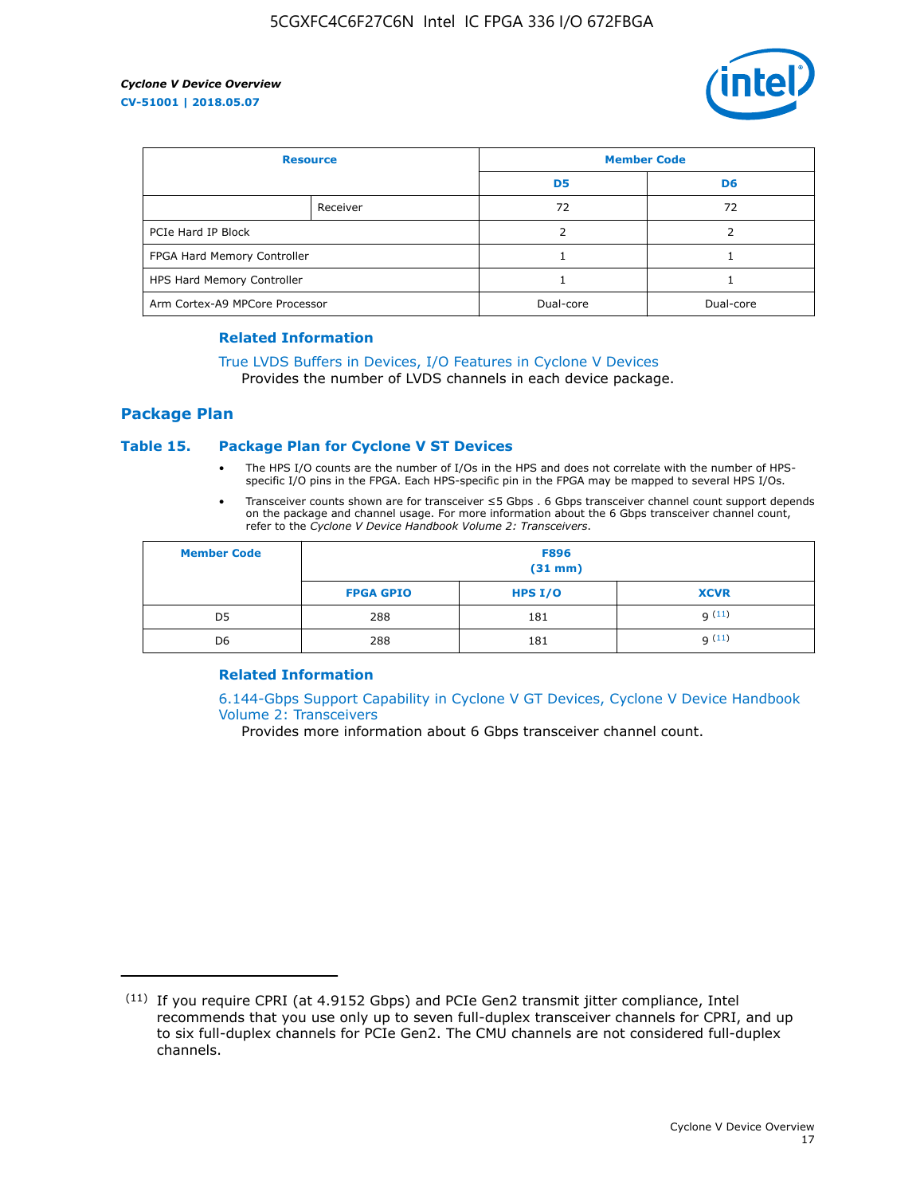| Resource | | Member Code | |
|---|---|---|---|
| | | D5 | D6 |
| | Receiver | 72 | 72 |
| PCIe Hard IP Block | | 2 | 2 |
| FPGA Hard Memory Controller | | 1 | 1 |
| HPS Hard Memory Controller | | 1 | 1 |
| Arm Cortex-A9 MPCore Processor | | Dual-core | Dual-core |

### Related Information

True LVDS Buffers in Devices, I/O Features in Cyclone V Devices
Provides the number of LVDS channels in each device package.

## Package Plan

### Table 15. Package Plan for Cyclone V ST Devices

- The HPS I/O counts are the number of I/Os in the HPS and does not correlate with the number of HPS-specific I/O pins in the FPGA. Each HPS-specific pin in the FPGA may be mapped to several HPS I/Os.
- Transceiver counts shown are for transceiver ≤5 Gbps . 6 Gbps transceiver channel count support depends on the package and channel usage. For more information about the 6 Gbps transceiver channel count, refer to the *Cyclone V Device Handbook Volume 2: Transceivers*.

| Member Code | F896 (31 mm) | | |
|---|---|---|---|
| | FPGA GPIO | HPS I/O | XCVR |
| D5 | 288 | 181 | 9 [11] |
| D6 | 288 | 181 | 9 [11] |

### Related Information

6.144-Gbps Support Capability in Cyclone V GT Devices, Cyclone V Device Handbook Volume 2: Transceivers
Provides more information about 6 Gbps transceiver channel count.

---

[11] If you require CPRI (at 4.9152 Gbps) and PCIe Gen2 transmit jitter compliance, Intel recommends that you use only up to seven full-duplex transceiver channels for CPRI, and up to six full-duplex channels for PCIe Gen2. The CMU channels are not considered full-duplex channels.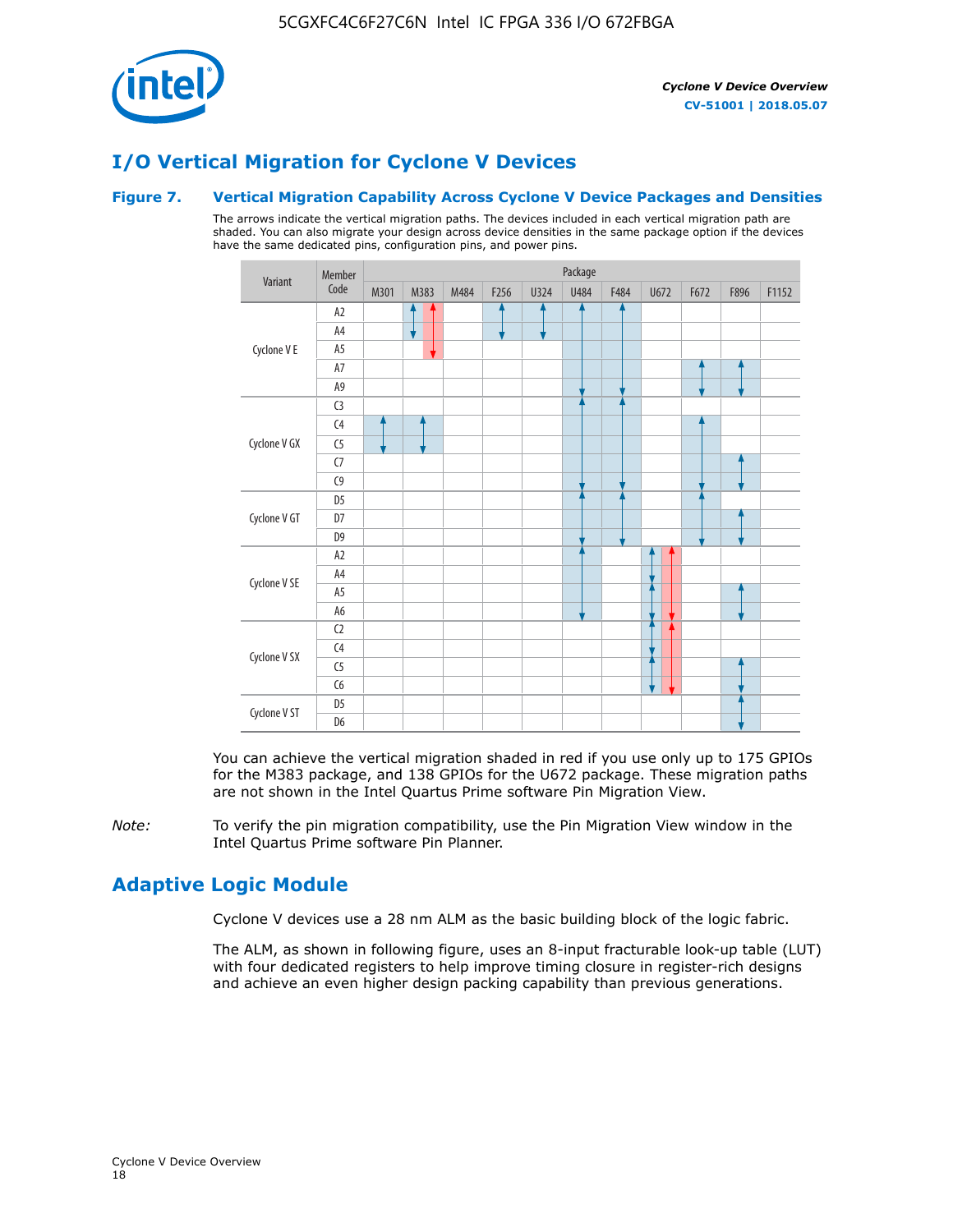## I/O Vertical Migration for Cyclone V Devices

**Figure 7. Vertical Migration Capability Across Cyclone V Device Packages and Densities**

The arrows indicate the vertical migration paths. The devices included in each vertical migration path are shaded. You can also migrate your design across device densities in the same package option if the devices have the same dedicated pins, configuration pins, and power pins.

(↕ = in a vertical migration path, shaded blue; ↕ (red) = in a red-shaded migration path)

| Variant | Member Code | M301 | M383 | M484 | F256 | U324 | U484 | F484 | U672 | F672 | F896 | F1152 |
|---|---|---|---|---|---|---|---|---|---|---|---|---|
| Cyclone V E | A2 | | ↕, ↕ (red) | | ↕ | ↕ | ↕ | ↕ | | | | |
| | A4 | | ↕, ↕ (red) | | ↕ | ↕ | ↕ | ↕ | | | | |
| | A5 | | ↕ (red) | | | | ↕ | ↕ | | | | |
| | A7 | | | | | | ↕ | ↕ | | ↕ | ↕ | |
| | A9 | | | | | | ↕ | ↕ | | ↕ | ↕ | |
| Cyclone V GX | C3 | | | | | | ↕ | ↕ | | | | |
| | C4 | ↕ | ↕ | | | | ↕ | ↕ | | ↕ | | |
| | C5 | ↕ | ↕ | | | | ↕ | ↕ | | ↕ | | |
| | C7 | | | | | | ↕ | ↕ | | ↕ | ↕ | |
| | C9 | | | | | | ↕ | ↕ | | ↕ | ↕ | |
| Cyclone V GT | D5 | | | | | | ↕ | ↕ | | ↕ | | |
| | D7 | | | | | | ↕ | ↕ | | ↕ | ↕ | |
| | D9 | | | | | | ↕ | ↕ | | ↕ | ↕ | |
| Cyclone V SE | A2 | | | | | | ↕ | | ↕, ↕ (red) | | | |
| | A4 | | | | | | ↕ | | ↕, ↕ (red) | | | |
| | A5 | | | | | | ↕ | | ↕, ↕ (red) | | ↕ | |
| | A6 | | | | | | ↕ | | ↕, ↕ (red) | | ↕ | |
| Cyclone V SX | C2 | | | | | | | | ↕, ↕ (red) | | | |
| | C4 | | | | | | | | ↕, ↕ (red) | | | |
| | C5 | | | | | | | | ↕, ↕ (red) | | ↕ | |
| | C6 | | | | | | | | ↕, ↕ (red) | | ↕ | |
| Cyclone V ST | D5 | | | | | | | | | | ↕ | |
| | D6 | | | | | | | | | | ↕ | |

You can achieve the vertical migration shaded in red if you use only up to 175 GPIOs for the M383 package, and 138 GPIOs for the U672 package. These migration paths are not shown in the Intel Quartus Prime software Pin Migration View.

*Note:* To verify the pin migration compatibility, use the Pin Migration View window in the Intel Quartus Prime software Pin Planner.

## Adaptive Logic Module

Cyclone V devices use a 28 nm ALM as the basic building block of the logic fabric.

The ALM, as shown in following figure, uses an 8-input fracturable look-up table (LUT) with four dedicated registers to help improve timing closure in register-rich designs and achieve an even higher design packing capability than previous generations.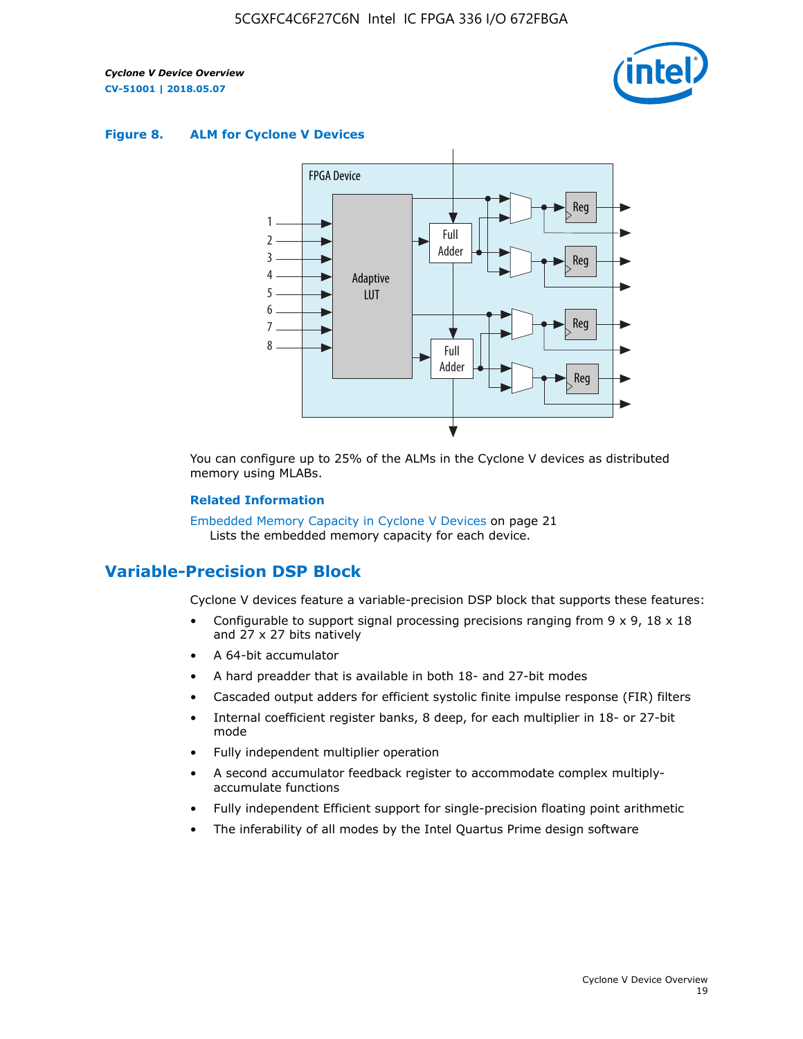**Figure 8. ALM for Cycline V Devices**

You can configure up to 25% of the ALMs in the Cyclone V devices as distributed memory using MLABs.

**Related Information**

Embedded Memory Capacity in Cyclone V Devices on page 21
Lists the embedded memory capacity for each device.

## Variable-Precision DSP Block

Cyclone V devices feature a variable-precision DSP block that supports these features:

- Configurable to support signal processing precisions ranging from 9 x 9, 18 x 18 and 27 x 27 bits natively
- A 64-bit accumulator
- A hard preadder that is available in both 18- and 27-bit modes
- Cascaded output adders for efficient systolic finite impulse response (FIR) filters
- Internal coefficient register banks, 8 deep, for each multiplier in 18- or 27-bit mode
- Fully independent multiplier operation
- A second accumulator feedback register to accommodate complex multiply-accumulate functions
- Fully independent Efficient support for single-precision floating point arithmetic
- The inferability of all modes by the Intel Quartus Prime design software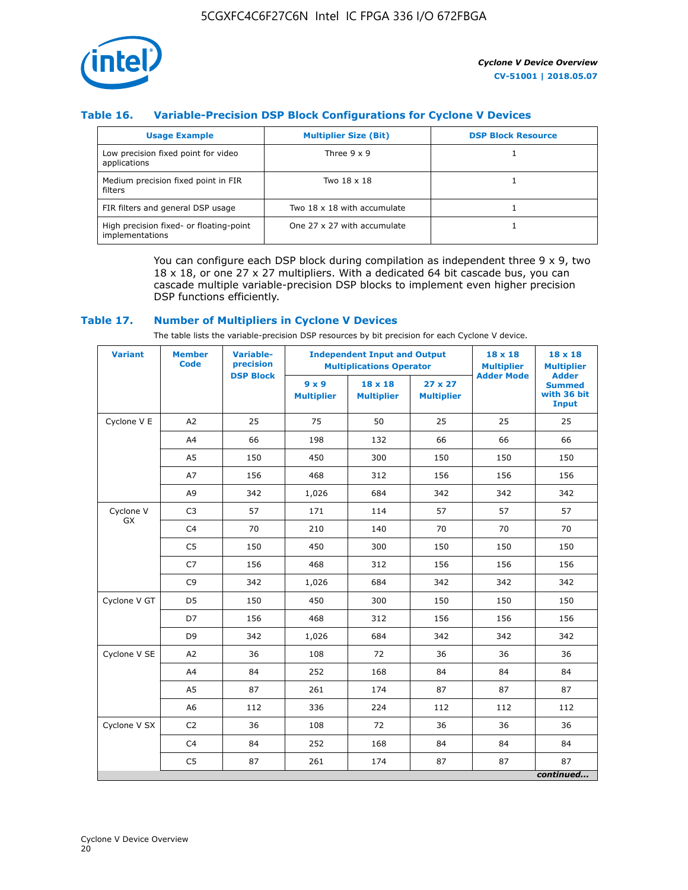### Table 16. Variable-Precision DSP Block Configurations for Cyclone V Devices

| Usage Example | Multiplier Size (Bit) | DSP Block Resource |
|---|---|---|
| Low precision fixed point for video applications | Three 9 x 9 | 1 |
| Medium precision fixed point in FIR filters | Two 18 x 18 | 1 |
| FIR filters and general DSP usage | Two 18 x 18 with accumulate | 1 |
| High precision fixed- or floating-point implementations | One 27 x 27 with accumulate | 1 |

You can configure each DSP block during compilation as independent three 9 x 9, two 18 x 18, or one 27 x 27 multipliers. With a dedicated 64 bit cascade bus, you can cascade multiple variable-precision DSP blocks to implement even higher precision DSP functions efficiently.

### Table 17. Number of Multipliers in Cyclone V Devices

The table lists the variable-precision DSP resources by bit precision for each Cyclone V device.

| Variant | Member Code | Variable-precision DSP Block | Independent Input and Output Multiplications Operator | | | 18 x 18 Multiplier Adder Mode | 18 x 18 Multiplier Adder Summed with 36 bit Input |
|---|---|---|---|---|---|---|---|
| | | | 9 x 9 Multiplier | 18 x 18 Multiplier | 27 x 27 Multiplier | | |
| Cyclone V E | A2 | 25 | 75 | 50 | 25 | 25 | 25 |
| | A4 | 66 | 198 | 132 | 66 | 66 | 66 |
| | A5 | 150 | 450 | 300 | 150 | 150 | 150 |
| | A7 | 156 | 468 | 312 | 156 | 156 | 156 |
| | A9 | 342 | 1,026 | 684 | 342 | 342 | 342 |
| Cyclone V GX | C3 | 57 | 171 | 114 | 57 | 57 | 57 |
| | C4 | 70 | 210 | 140 | 70 | 70 | 70 |
| | C5 | 150 | 450 | 300 | 150 | 150 | 150 |
| | C7 | 156 | 468 | 312 | 156 | 156 | 156 |
| | C9 | 342 | 1,026 | 684 | 342 | 342 | 342 |
| Cyclone V GT | D5 | 150 | 450 | 300 | 150 | 150 | 150 |
| | D7 | 156 | 468 | 312 | 156 | 156 | 156 |
| | D9 | 342 | 1,026 | 684 | 342 | 342 | 342 |
| Cyclone V SE | A2 | 36 | 108 | 72 | 36 | 36 | 36 |
| | A4 | 84 | 252 | 168 | 84 | 84 | 84 |
| | A5 | 87 | 261 | 174 | 87 | 87 | 87 |
| | A6 | 112 | 336 | 224 | 112 | 112 | 112 |
| Cyclone V SX | C2 | 36 | 108 | 72 | 36 | 36 | 36 |
| | C4 | 84 | 252 | 168 | 84 | 84 | 84 |
| | C5 | 87 | 261 | 174 | 87 | 87 | 87 |

*continued...*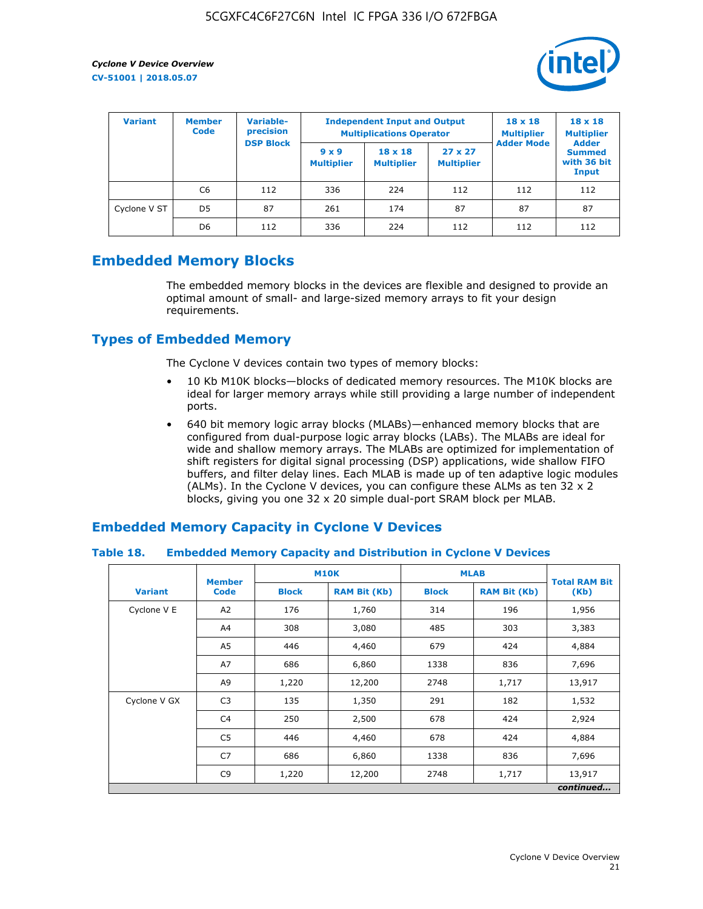| Variant | Member Code | Variable-precision DSP Block | Independent Input and Output Multiplications Operator | | | 18 x 18 Multiplier Adder Mode | 18 x 18 Multiplier Adder Summed with 36 bit Input |
|---|---|---|---|---|---|---|---|
| | | | 9 x 9 Multiplier | 18 x 18 Multiplier | 27 x 27 Multiplier | | |
| | C6 | 112 | 336 | 224 | 112 | 112 | 112 |
| Cyclone V ST | D5 | 87 | 261 | 174 | 87 | 87 | 87 |
| | D6 | 112 | 336 | 224 | 112 | 112 | 112 |

## Embedded Memory Blocks

The embedded memory blocks in the devices are flexible and designed to provide an optimal amount of small- and large-sized memory arrays to fit your design requirements.

## Types of Embedded Memory

The Cyclone V devices contain two types of memory blocks:

- 10 Kb M10K blocks—blocks of dedicated memory resources. The M10K blocks are ideal for larger memory arrays while still providing a large number of independent ports.
- 640 bit memory logic array blocks (MLABs)—enhanced memory blocks that are configured from dual-purpose logic array blocks (LABs). The MLABs are ideal for wide and shallow memory arrays. The MLABs are optimized for implementation of shift registers for digital signal processing (DSP) applications, wide shallow FIFO buffers, and filter delay lines. Each MLAB is made up of ten adaptive logic modules (ALMs). In the Cyclone V devices, you can configure these ALMs as ten 32 x 2 blocks, giving you one 32 x 20 simple dual-port SRAM block per MLAB.

## Embedded Memory Capacity in Cyclone V Devices

### Table 18. Embedded Memory Capacity and Distribution in Cyclone V Devices

| Variant | Member Code | M10K | | MLAB | | Total RAM Bit (Kb) |
|---|---|---|---|---|---|---|
| | | Block | RAM Bit (Kb) | Block | RAM Bit (Kb) | |
| Cyclone V E | A2 | 176 | 1,760 | 314 | 196 | 1,956 |
| | A4 | 308 | 3,080 | 485 | 303 | 3,383 |
| | A5 | 446 | 4,460 | 679 | 424 | 4,884 |
| | A7 | 686 | 6,860 | 1338 | 836 | 7,696 |
| | A9 | 1,220 | 12,200 | 2748 | 1,717 | 13,917 |
| Cyclone V GX | C3 | 135 | 1,350 | 291 | 182 | 1,532 |
| | C4 | 250 | 2,500 | 678 | 424 | 2,924 |
| | C5 | 446 | 4,460 | 678 | 424 | 4,884 |
| | C7 | 686 | 6,860 | 1338 | 836 | 7,696 |
| | C9 | 1,220 | 12,200 | 2748 | 1,717 | 13,917 |

*continued...*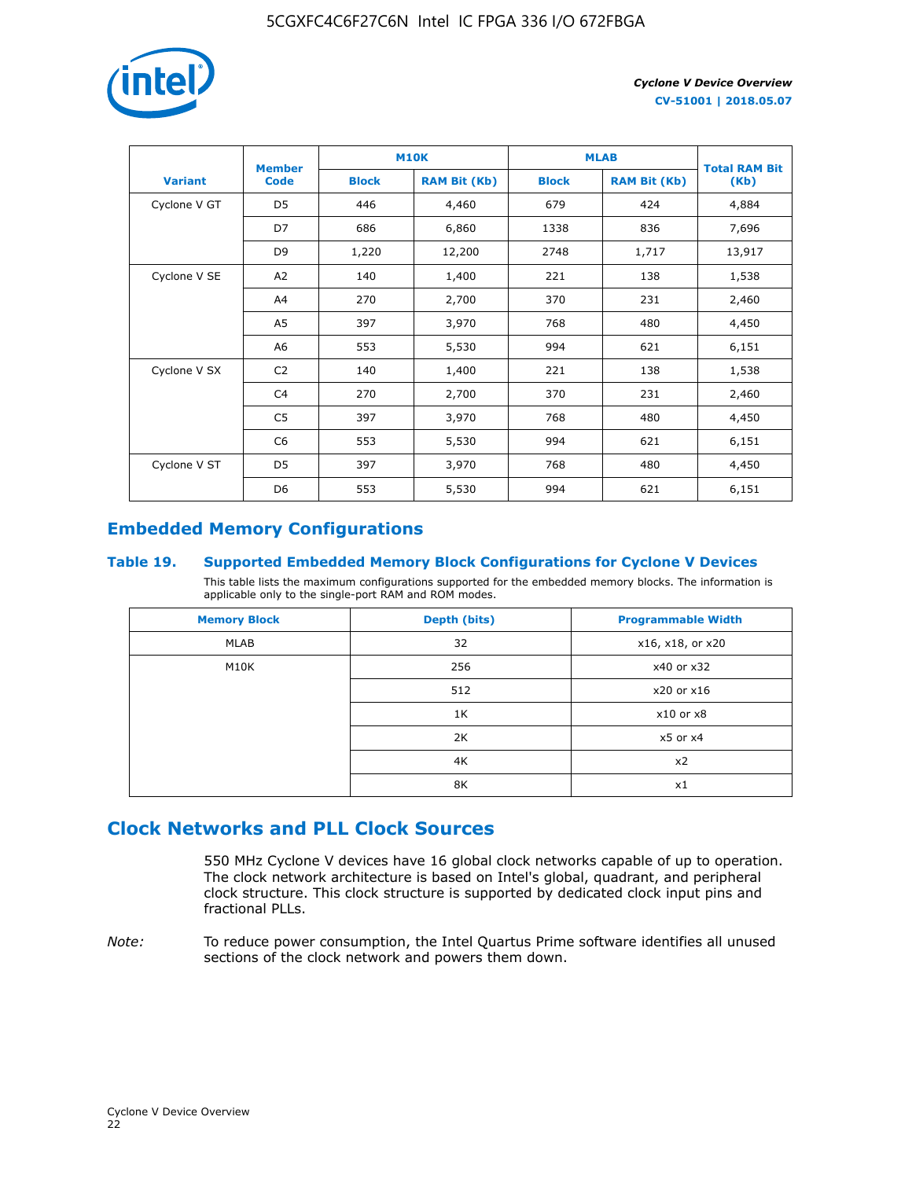| Variant | Member Code | M10K | | MLAB | | Total RAM Bit (Kb) |
|---|---|---|---|---|---|---|
| | | Block | RAM Bit (Kb) | Block | RAM Bit (Kb) | |
| Cyclone V GT | D5 | 446 | 4,460 | 679 | 424 | 4,884 |
| | D7 | 686 | 6,860 | 1338 | 836 | 7,696 |
| | D9 | 1,220 | 12,200 | 2748 | 1,717 | 13,917 |
| Cyclone V SE | A2 | 140 | 1,400 | 221 | 138 | 1,538 |
| | A4 | 270 | 2,700 | 370 | 231 | 2,460 |
| | A5 | 397 | 3,970 | 768 | 480 | 4,450 |
| | A6 | 553 | 5,530 | 994 | 621 | 6,151 |
| Cyclone V SX | C2 | 140 | 1,400 | 221 | 138 | 1,538 |
| | C4 | 270 | 2,700 | 370 | 231 | 2,460 |
| | C5 | 397 | 3,970 | 768 | 480 | 4,450 |
| | C6 | 553 | 5,530 | 994 | 621 | 6,151 |
| Cyclone V ST | D5 | 397 | 3,970 | 768 | 480 | 4,450 |
| | D6 | 553 | 5,530 | 994 | 621 | 6,151 |

## Embedded Memory Configurations

### Table 19. Supported Embedded Memory Block Configurations for Cyclone V Devices

This table lists the maximum configurations supported for the embedded memory blocks. The information is applicable only to the single-port RAM and ROM modes.

| Memory Block | Depth (bits) | Programmable Width |
|---|---|---|
| MLAB | 32 | x16, x18, or x20 |
| M10K | 256 | x40 or x32 |
| | 512 | x20 or x16 |
| | 1K | x10 or x8 |
| | 2K | x5 or x4 |
| | 4K | x2 |
| | 8K | x1 |

## Clock Networks and PLL Clock Sources

550 MHz Cyclone V devices have 16 global clock networks capable of up to operation. The clock network architecture is based on Intel's global, quadrant, and peripheral clock structure. This clock structure is supported by dedicated clock input pins and fractional PLLs.

*Note:* To reduce power consumption, the Intel Quartus Prime software identifies all unused sections of the clock network and powers them down.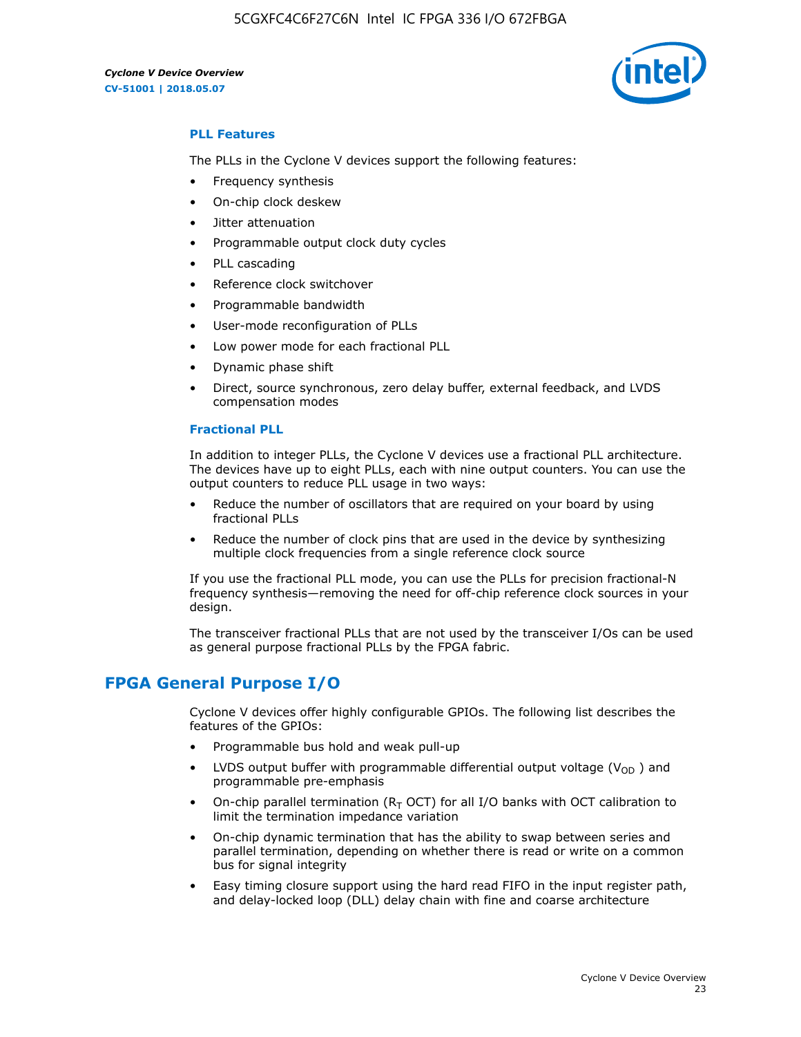### PLL Features

The PLLs in the Cyclone V devices support the following features:

- Frequency synthesis
- On-chip clock deskew
- Jitter attenuation
- Programmable output clock duty cycles
- PLL cascading
- Reference clock switchover
- Programmable bandwidth
- User-mode reconfiguration of PLLs
- Low power mode for each fractional PLL
- Dynamic phase shift
- Direct, source synchronous, zero delay buffer, external feedback, and LVDS compensation modes

### Fractional PLL

In addition to integer PLLs, the Cyclone V devices use a fractional PLL architecture. The devices have up to eight PLLs, each with nine output counters. You can use the output counters to reduce PLL usage in two ways:

- Reduce the number of oscillators that are required on your board by using fractional PLLs
- Reduce the number of clock pins that are used in the device by synthesizing multiple clock frequencies from a single reference clock source

If you use the fractional PLL mode, you can use the PLLs for precision fractional-N frequency synthesis—removing the need for off-chip reference clock sources in your design.

The transceiver fractional PLLs that are not used by the transceiver I/Os can be used as general purpose fractional PLLs by the FPGA fabric.

## FPGA General Purpose I/O

Cyclone V devices offer highly configurable GPIOs. The following list describes the features of the GPIOs:

- Programmable bus hold and weak pull-up
- LVDS output buffer with programmable differential output voltage ($V_{OD}$) and programmable pre-emphasis
- On-chip parallel termination ($R_T$ OCT) for all I/O banks with OCT calibration to limit the termination impedance variation
- On-chip dynamic termination that has the ability to swap between series and parallel termination, depending on whether there is read or write on a common bus for signal integrity
- Easy timing closure support using the hard read FIFO in the input register path, and delay-locked loop (DLL) delay chain with fine and coarse architecture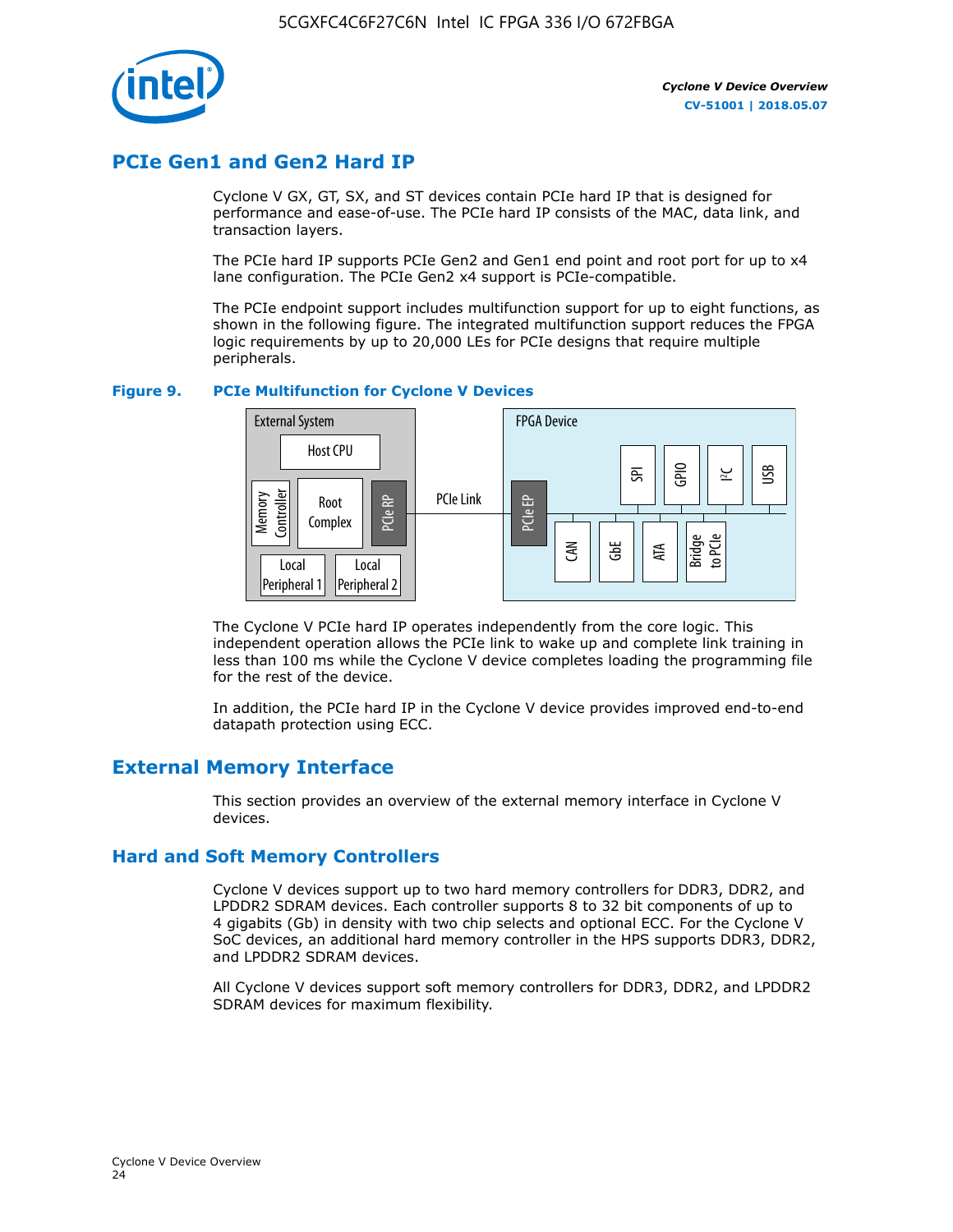## PCIe Gen1 and Gen2 Hard IP

Cyclone V GX, GT, SX, and ST devices contain PCIe hard IP that is designed for performance and ease-of-use. The PCIe hard IP consists of the MAC, data link, and transaction layers.

The PCIe hard IP supports PCIe Gen2 and Gen1 end point and root port for up to x4 lane configuration. The PCIe Gen2 x4 support is PCIe-compatible.

The PCIe endpoint support includes multifunction support for up to eight functions, as shown in the following figure. The integrated multifunction support reduces the FPGA logic requirements by up to 20,000 LEs for PCIe designs that require multiple peripherals.

**Figure 9. PCIe Multifunction for Cyclone V Devices**

The Cyclone V PCIe hard IP operates independently from the core logic. This independent operation allows the PCIe link to wake up and complete link training in less than 100 ms while the Cyclone V device completes loading the programming file for the rest of the device.

In addition, the PCIe hard IP in the Cyclone V device provides improved end-to-end datapath protection using ECC.

## External Memory Interface

This section provides an overview of the external memory interface in Cyclone V devices.

### Hard and Soft Memory Controllers

Cyclone V devices support up to two hard memory controllers for DDR3, DDR2, and LPDDR2 SDRAM devices. Each controller supports 8 to 32 bit components of up to 4 gigabits (Gb) in density with two chip selects and optional ECC. For the Cyclone V SoC devices, an additional hard memory controller in the HPS supports DDR3, DDR2, and LPDDR2 SDRAM devices.

All Cyclone V devices support soft memory controllers for DDR3, DDR2, and LPDDR2 SDRAM devices for maximum flexibility.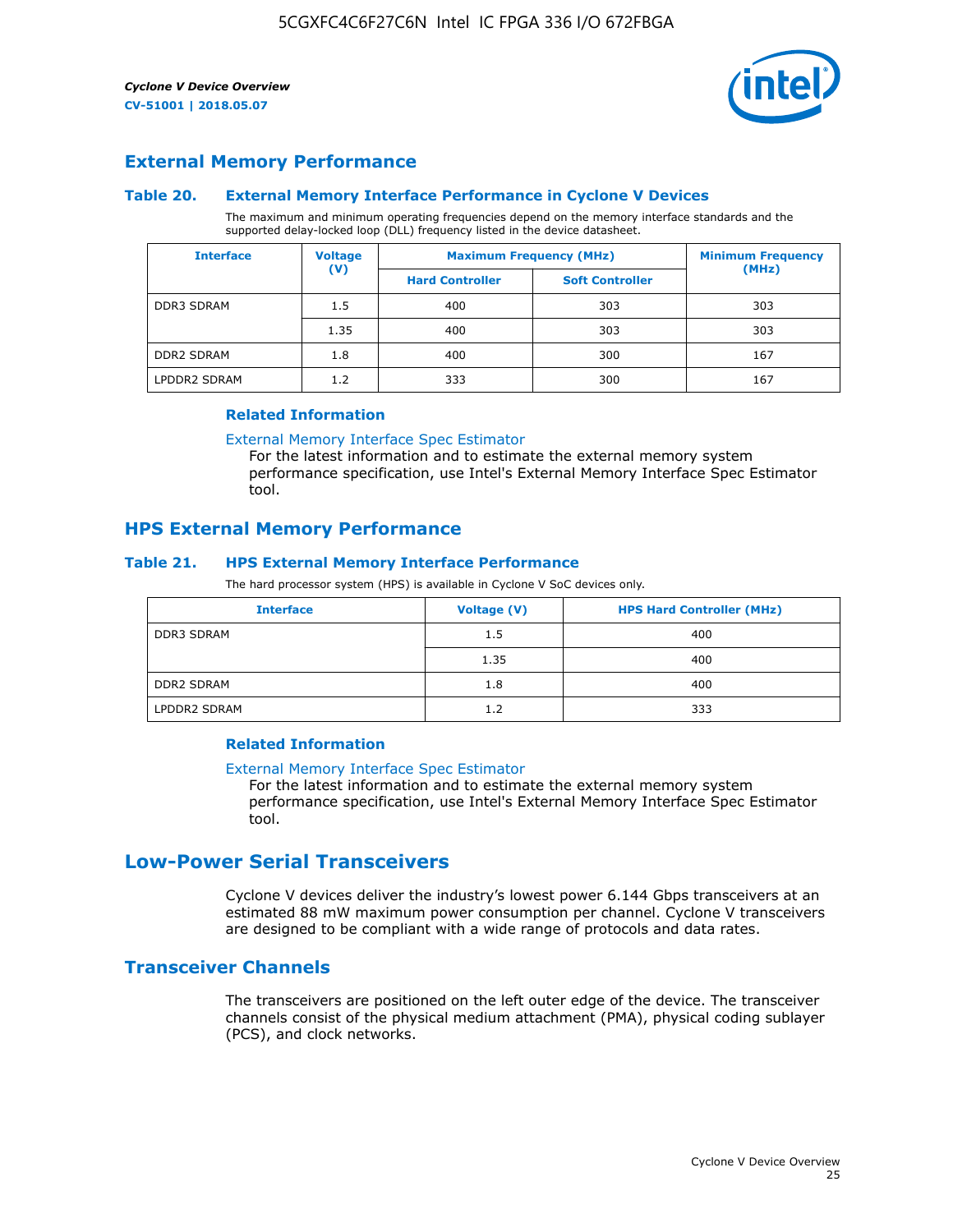## External Memory Performance

### Table 20. External Memory Interface Performance in Cyclone V Devices

The maximum and minimum operating frequencies depend on the memory interface standards and the supported delay-locked loop (DLL) frequency listed in the device datasheet.

| Interface | Voltage (V) | Maximum Frequency (MHz) | | Minimum Frequency (MHz) |
|---|---|---|---|---|
| | | Hard Controller | Soft Controller | |
| DDR3 SDRAM | 1.5 | 400 | 303 | 303 |
| | 1.35 | 400 | 303 | 303 |
| DDR2 SDRAM | 1.8 | 400 | 300 | 167 |
| LPDDR2 SDRAM | 1.2 | 333 | 300 | 167 |

#### Related Information

External Memory Interface Spec Estimator
For the latest information and to estimate the external memory system performance specification, use Intel's External Memory Interface Spec Estimator tool.

## HPS External Memory Performance

### Table 21. HPS External Memory Interface Performance

The hard processor system (HPS) is available in Cyclone V SoC devices only.

| Interface | Voltage (V) | HPS Hard Controller (MHz) |
|---|---|---|
| DDR3 SDRAM | 1.5 | 400 |
| | 1.35 | 400 |
| DDR2 SDRAM | 1.8 | 400 |
| LPDDR2 SDRAM | 1.2 | 333 |

#### Related Information

External Memory Interface Spec Estimator
For the latest information and to estimate the external memory system performance specification, use Intel's External Memory Interface Spec Estimator tool.

# Low-Power Serial Transceivers

Cyclone V devices deliver the industry's lowest power 6.144 Gbps transceivers at an estimated 88 mW maximum power consumption per channel. Cyclone V transceivers are designed to be compliant with a wide range of protocols and data rates.

## Transceiver Channels

The transceivers are positioned on the left outer edge of the device. The transceiver channels consist of the physical medium attachment (PMA), physical coding sublayer (PCS), and clock networks.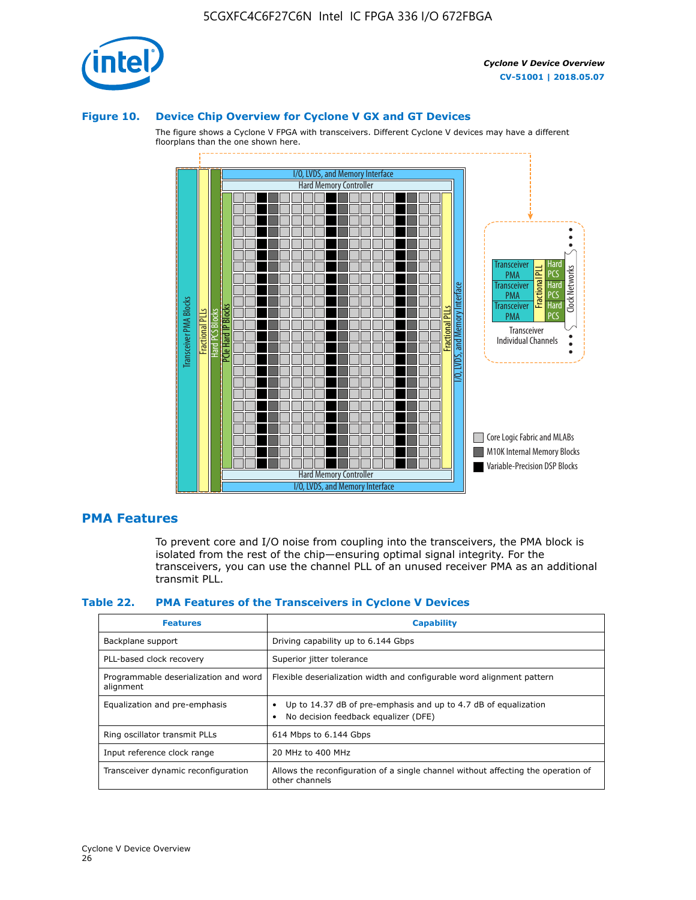### Figure 10. Device Chip Overview for Cyclone V GX and GT Devices

The figure shows a Cyclone V FPGA with transceivers. Different Cyclone V devices may have a different floorplans than the one shown here.

## PMA Features

To prevent core and I/O noise from coupling into the transceivers, the PMA block is isolated from the rest of the chip—ensuring optimal signal integrity. For the transceivers, you can use the channel PLL of an unused receiver PMA as an additional transmit PLL.

### Table 22. PMA Features of the Transceivers in Cyclone V Devices

| Features | Capability |
| --- | --- |
| Backplane support | Driving capability up to 6.144 Gbps |
| PLL-based clock recovery | Superior jitter tolerance |
| Programmable deserialization and word alignment | Flexible deserialization width and configurable word alignment pattern |
| Equalization and pre-emphasis | • Up to 14.37 dB of pre-emphasis and up to 4.7 dB of equalization<br>• No decision feedback equalizer (DFE) |
| Ring oscillator transmit PLLs | 614 Mbps to 6.144 Gbps |
| Input reference clock range | 20 MHz to 400 MHz |
| Transceiver dynamic reconfiguration | Allows the reconfiguration of a single channel without affecting the operation of other channels |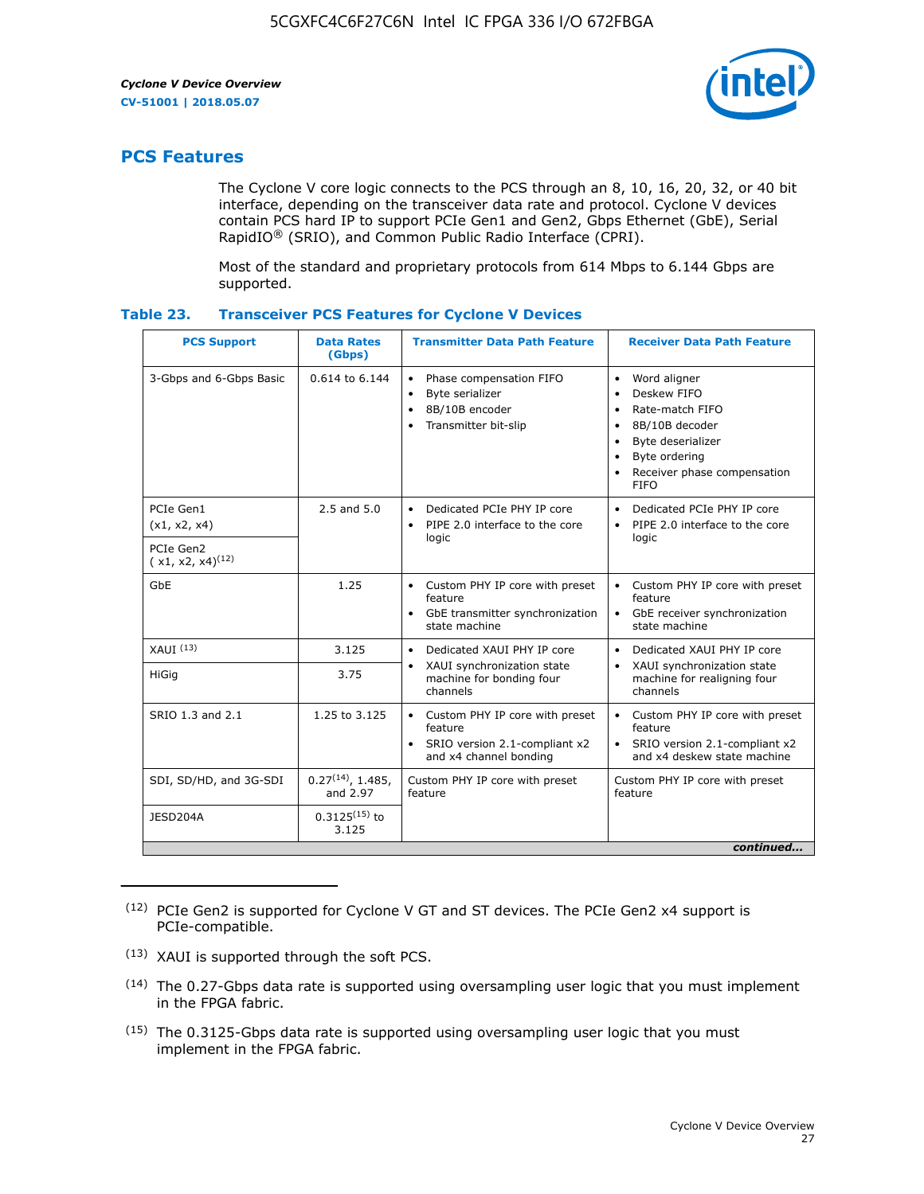## PCS Features

The Cyclone V core logic connects to the PCS through an 8, 10, 16, 20, 32, or 40 bit interface, depending on the transceiver data rate and protocol. Cyclone V devices contain PCS hard IP to support PCIe Gen1 and Gen2, Gbps Ethernet (GbE), Serial RapidIO® (SRIO), and Common Public Radio Interface (CPRI).

Most of the standard and proprietary protocols from 614 Mbps to 6.144 Gbps are supported.

**Table 23. Transceiver PCS Features for Cyclone V Devices**

| PCS Support | Data Rates (Gbps) | Transmitter Data Path Feature | Receiver Data Path Feature |
|---|---|---|---|
| 3-Gbps and 6-Gbps Basic | 0.614 to 6.144 | • Phase compensation FIFO<br>• Byte serializer<br>• 8B/10B encoder<br>• Transmitter bit-slip | • Word aligner<br>• Deskew FIFO<br>• Rate-match FIFO<br>• 8B/10B decoder<br>• Byte deserializer<br>• Byte ordering<br>• Receiver phase compensation FIFO |
| PCIe Gen1 (x1, x2, x4) | 2.5 and 5.0 | • Dedicated PCIe PHY IP core<br>• PIPE 2.0 interface to the core logic | • Dedicated PCIe PHY IP core<br>• PIPE 2.0 interface to the core logic |
| PCIe Gen2 ( x1, x2, x4)(12) | | | |
| GbE | 1.25 | • Custom PHY IP core with preset feature<br>• GbE transmitter synchronization state machine | • Custom PHY IP core with preset feature<br>• GbE receiver synchronization state machine |
| XAUI (13) | 3.125 | • Dedicated XAUI PHY IP core<br>• XAUI synchronization state machine for bonding four channels | • Dedicated XAUI PHY IP core<br>• XAUI synchronization state machine for realigning four channels |
| HiGig | 3.75 | | |
| SRIO 1.3 and 2.1 | 1.25 to 3.125 | • Custom PHY IP core with preset feature<br>• SRIO version 2.1-compliant x2 and x4 channel bonding | • Custom PHY IP core with preset feature<br>• SRIO version 2.1-compliant x2 and x4 deskew state machine |
| SDI, SD/HD, and 3G-SDI | 0.27(14), 1.485, and 2.97 | Custom PHY IP core with preset feature | Custom PHY IP core with preset feature |
| JESD204A | 0.3125(15) to 3.125 | | |

*continued...*

(12) PCIe Gen2 is supported for Cyclone V GT and ST devices. The PCIe Gen2 x4 support is PCIe-compatible.

(13) XAUI is supported through the soft PCS.

(14) The 0.27-Gbps data rate is supported using oversampling user logic that you must implement in the FPGA fabric.

(15) The 0.3125-Gbps data rate is supported using oversampling user logic that you must implement in the FPGA fabric.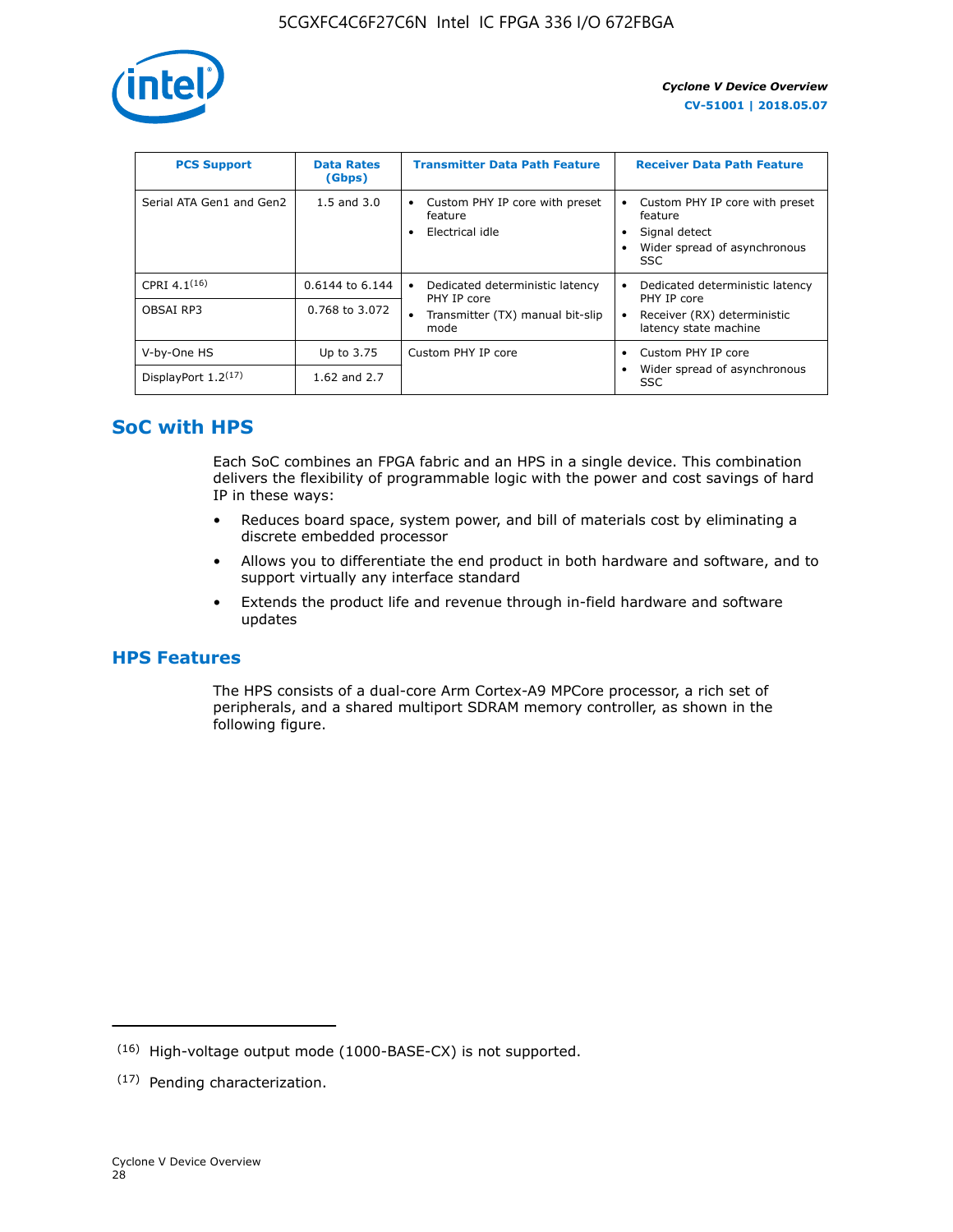| PCS Support | Data Rates (Gbps) | Transmitter Data Path Feature | Receiver Data Path Feature |
| --- | --- | --- | --- |
| Serial ATA Gen1 and Gen2 | 1.5 and 3.0 | • Custom PHY IP core with preset feature<br>• Electrical idle | • Custom PHY IP core with preset feature<br>• Signal detect<br>• Wider spread of asynchronous SSC |
| CPRI 4.1[16] | 0.6144 to 6.144 | • Dedicated deterministic latency PHY IP core<br>• Transmitter (TX) manual bit-slip mode | • Dedicated deterministic latency PHY IP core<br>• Receiver (RX) deterministic latency state machine |
| OBSAI RP3 | 0.768 to 3.072 | | |
| V-by-One HS | Up to 3.75 | Custom PHY IP core | • Custom PHY IP core<br>• Wider spread of asynchronous SSC |
| DisplayPort 1.2[17] | 1.62 and 2.7 | | |

## SoC with HPS

Each SoC combines an FPGA fabric and an HPS in a single device. This combination delivers the flexibility of programmable logic with the power and cost savings of hard IP in these ways:

- Reduces board space, system power, and bill of materials cost by eliminating a discrete embedded processor
- Allows you to differentiate the end product in both hardware and software, and to support virtually any interface standard
- Extends the product life and revenue through in-field hardware and software updates

## HPS Features

The HPS consists of a dual-core Arm Cortex-A9 MPCore processor, a rich set of peripherals, and a shared multiport SDRAM memory controller, as shown in the following figure.

---

(16) High-voltage output mode (1000-BASE-CX) is not supported.

(17) Pending characterization.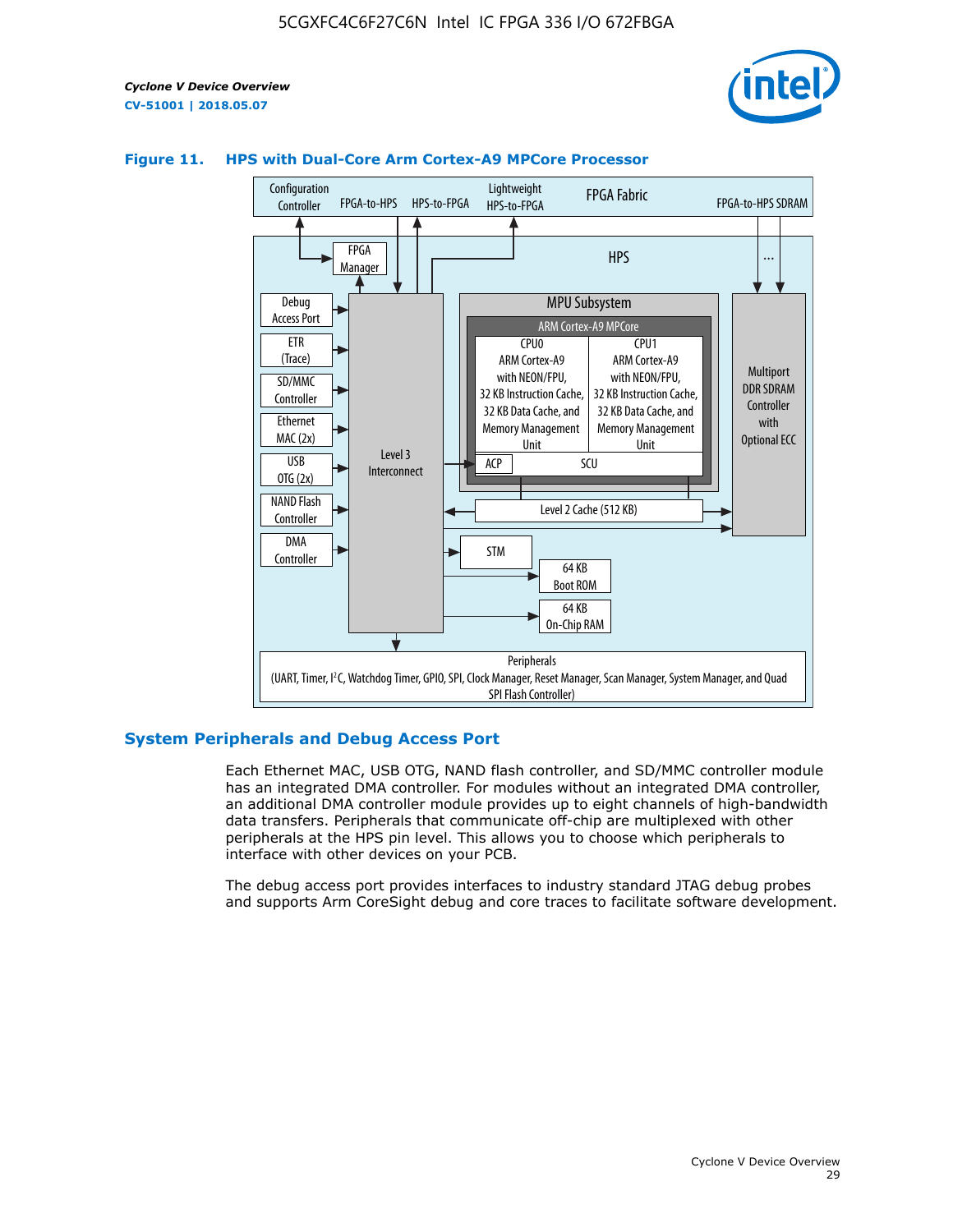**Figure 11. HPS with Dual-Core Arm Cortex-A9 MPCore Processor**

## System Peripherals and Debug Access Port

Each Ethernet MAC, USB OTG, NAND flash controller, and SD/MMC controller module has an integrated DMA controller. For modules without an integrated DMA controller, an additional DMA controller module provides up to eight channels of high-bandwidth data transfers. Peripherals that communicate off-chip are multiplexed with other peripherals at the HPS pin level. This allows you to choose which peripherals to interface with other devices on your PCB.

The debug access port provides interfaces to industry standard JTAG debug probes and supports Arm CoreSight debug and core traces to facilitate software development.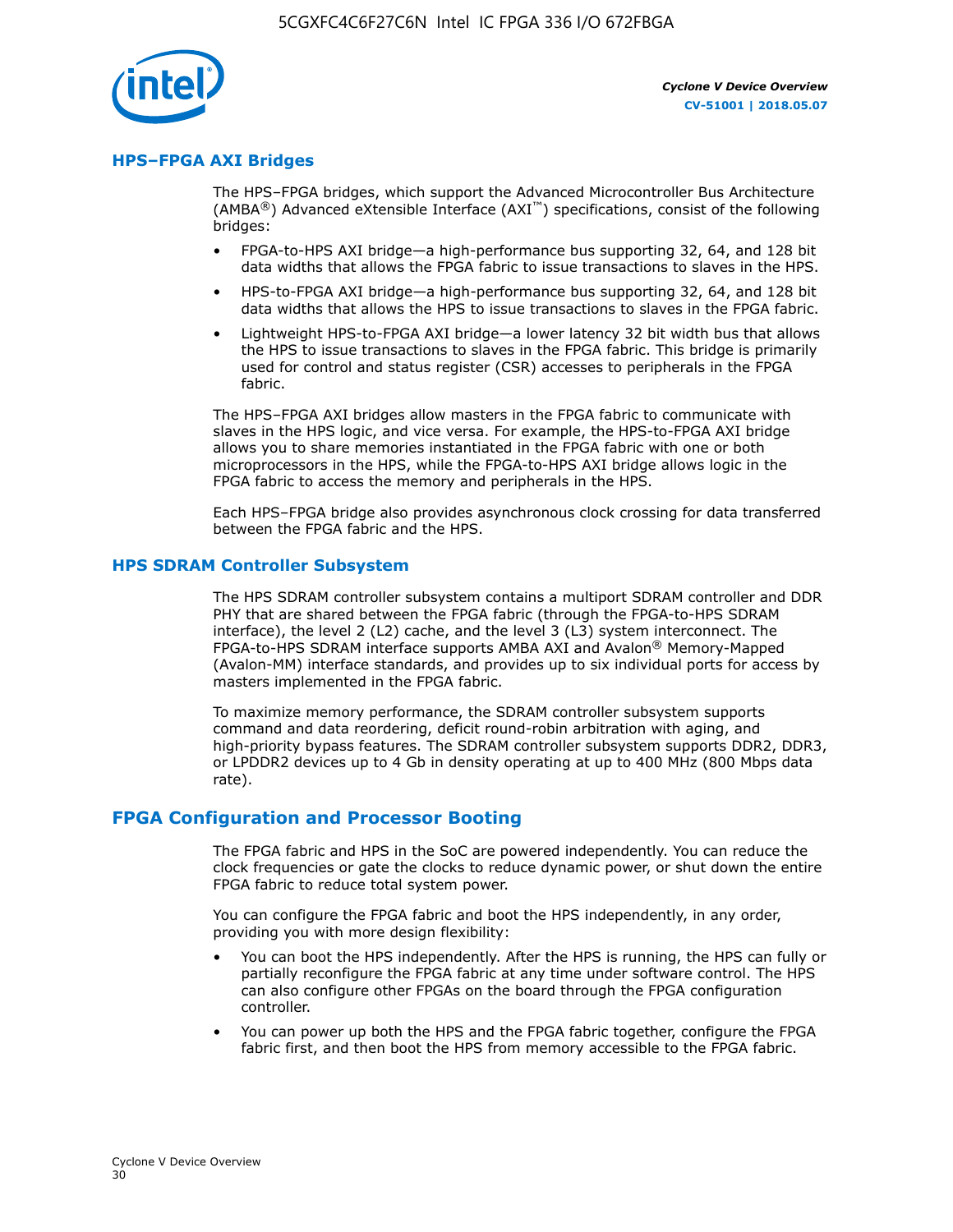## HPS–FPGA AXI Bridges

The HPS–FPGA bridges, which support the Advanced Microcontroller Bus Architecture (AMBA®) Advanced eXtensible Interface (AXI™) specifications, consist of the following bridges:

- FPGA-to-HPS AXI bridge—a high-performance bus supporting 32, 64, and 128 bit data widths that allows the FPGA fabric to issue transactions to slaves in the HPS.
- HPS-to-FPGA AXI bridge—a high-performance bus supporting 32, 64, and 128 bit data widths that allows the HPS to issue transactions to slaves in the FPGA fabric.
- Lightweight HPS-to-FPGA AXI bridge—a lower latency 32 bit width bus that allows the HPS to issue transactions to slaves in the FPGA fabric. This bridge is primarily used for control and status register (CSR) accesses to peripherals in the FPGA fabric.

The HPS–FPGA AXI bridges allow masters in the FPGA fabric to communicate with slaves in the HPS logic, and vice versa. For example, the HPS-to-FPGA AXI bridge allows you to share memories instantiated in the FPGA fabric with one or both microprocessors in the HPS, while the FPGA-to-HPS AXI bridge allows logic in the FPGA fabric to access the memory and peripherals in the HPS.

Each HPS–FPGA bridge also provides asynchronous clock crossing for data transferred between the FPGA fabric and the HPS.

## HPS SDRAM Controller Subsystem

The HPS SDRAM controller subsystem contains a multiport SDRAM controller and DDR PHY that are shared between the FPGA fabric (through the FPGA-to-HPS SDRAM interface), the level 2 (L2) cache, and the level 3 (L3) system interconnect. The FPGA-to-HPS SDRAM interface supports AMBA AXI and Avalon® Memory-Mapped (Avalon-MM) interface standards, and provides up to six individual ports for access by masters implemented in the FPGA fabric.

To maximize memory performance, the SDRAM controller subsystem supports command and data reordering, deficit round-robin arbitration with aging, and high-priority bypass features. The SDRAM controller subsystem supports DDR2, DDR3, or LPDDR2 devices up to 4 Gb in density operating at up to 400 MHz (800 Mbps data rate).

# FPGA Configuration and Processor Booting

The FPGA fabric and HPS in the SoC are powered independently. You can reduce the clock frequencies or gate the clocks to reduce dynamic power, or shut down the entire FPGA fabric to reduce total system power.

You can configure the FPGA fabric and boot the HPS independently, in any order, providing you with more design flexibility:

- You can boot the HPS independently. After the HPS is running, the HPS can fully or partially reconfigure the FPGA fabric at any time under software control. The HPS can also configure other FPGAs on the board through the FPGA configuration controller.
- You can power up both the HPS and the FPGA fabric together, configure the FPGA fabric first, and then boot the HPS from memory accessible to the FPGA fabric.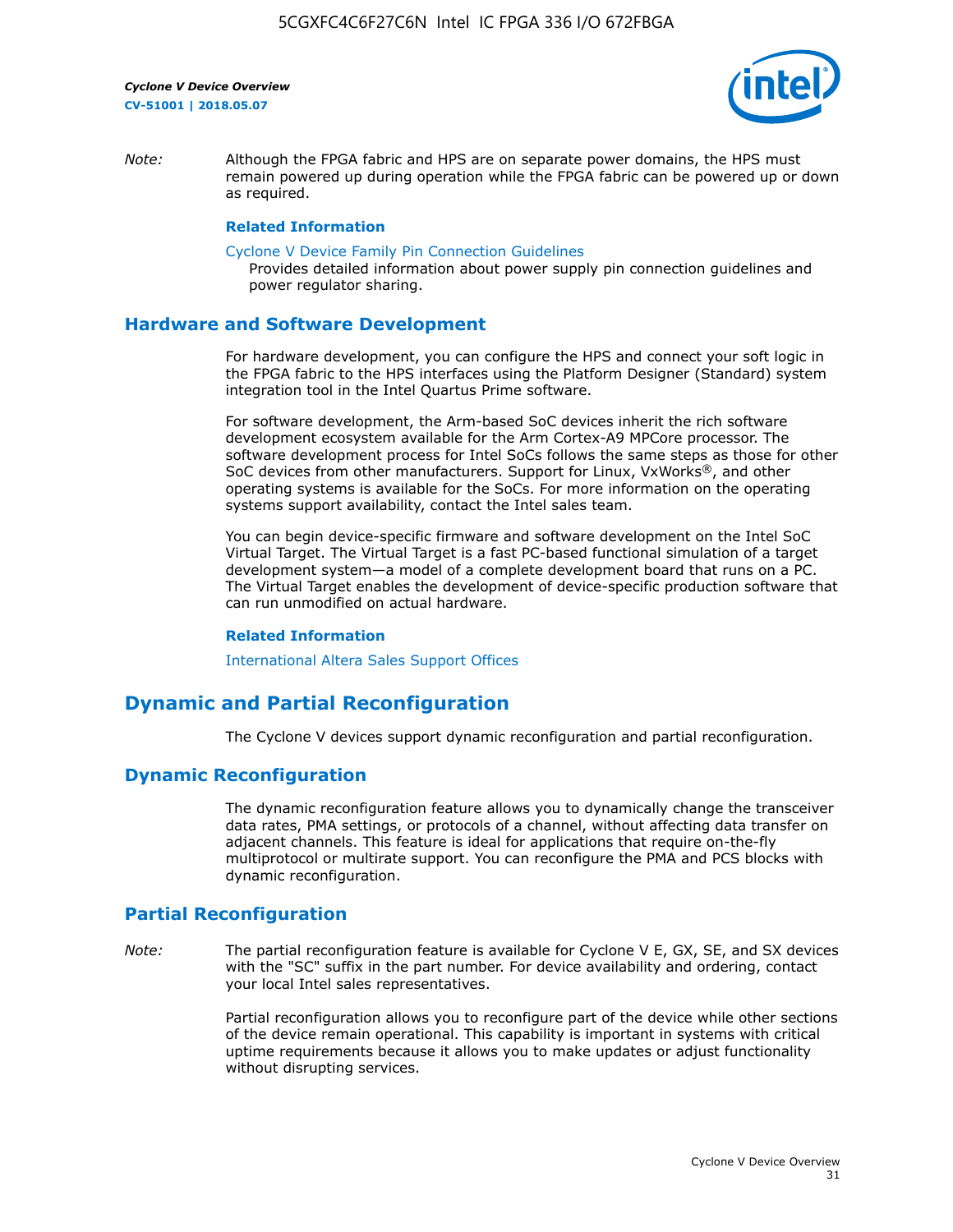*Note:* Although the FPGA fabric and HPS are on separate power domains, the HPS must remain powered up during operation while the FPGA fabric can be powered up or down as required.

**Related Information**

Cyclone V Device Family Pin Connection Guidelines
Provides detailed information about power supply pin connection guidelines and power regulator sharing.

## Hardware and Software Development

For hardware development, you can configure the HPS and connect your soft logic in the FPGA fabric to the HPS interfaces using the Platform Designer (Standard) system integration tool in the Intel Quartus Prime software.

For software development, the Arm-based SoC devices inherit the rich software development ecosystem available for the Arm Cortex-A9 MPCore processor. The software development process for Intel SoCs follows the same steps as those for other SoC devices from other manufacturers. Support for Linux, VxWorks®, and other operating systems is available for the SoCs. For more information on the operating systems support availability, contact the Intel sales team.

You can begin device-specific firmware and software development on the Intel SoC Virtual Target. The Virtual Target is a fast PC-based functional simulation of a target development system—a model of a complete development board that runs on a PC. The Virtual Target enables the development of device-specific production software that can run unmodified on actual hardware.

**Related Information**

International Altera Sales Support Offices

# Dynamic and Partial Reconfiguration

The Cyclone V devices support dynamic reconfiguration and partial reconfiguration.

## Dynamic Reconfiguration

The dynamic reconfiguration feature allows you to dynamically change the transceiver data rates, PMA settings, or protocols of a channel, without affecting data transfer on adjacent channels. This feature is ideal for applications that require on-the-fly multiprotocol or multirate support. You can reconfigure the PMA and PCS blocks with dynamic reconfiguration.

## Partial Reconfiguration

*Note:* The partial reconfiguration feature is available for Cyclone V E, GX, SE, and SX devices with the "SC" suffix in the part number. For device availability and ordering, contact your local Intel sales representatives.

Partial reconfiguration allows you to reconfigure part of the device while other sections of the device remain operational. This capability is important in systems with critical uptime requirements because it allows you to make updates or adjust functionality without disrupting services.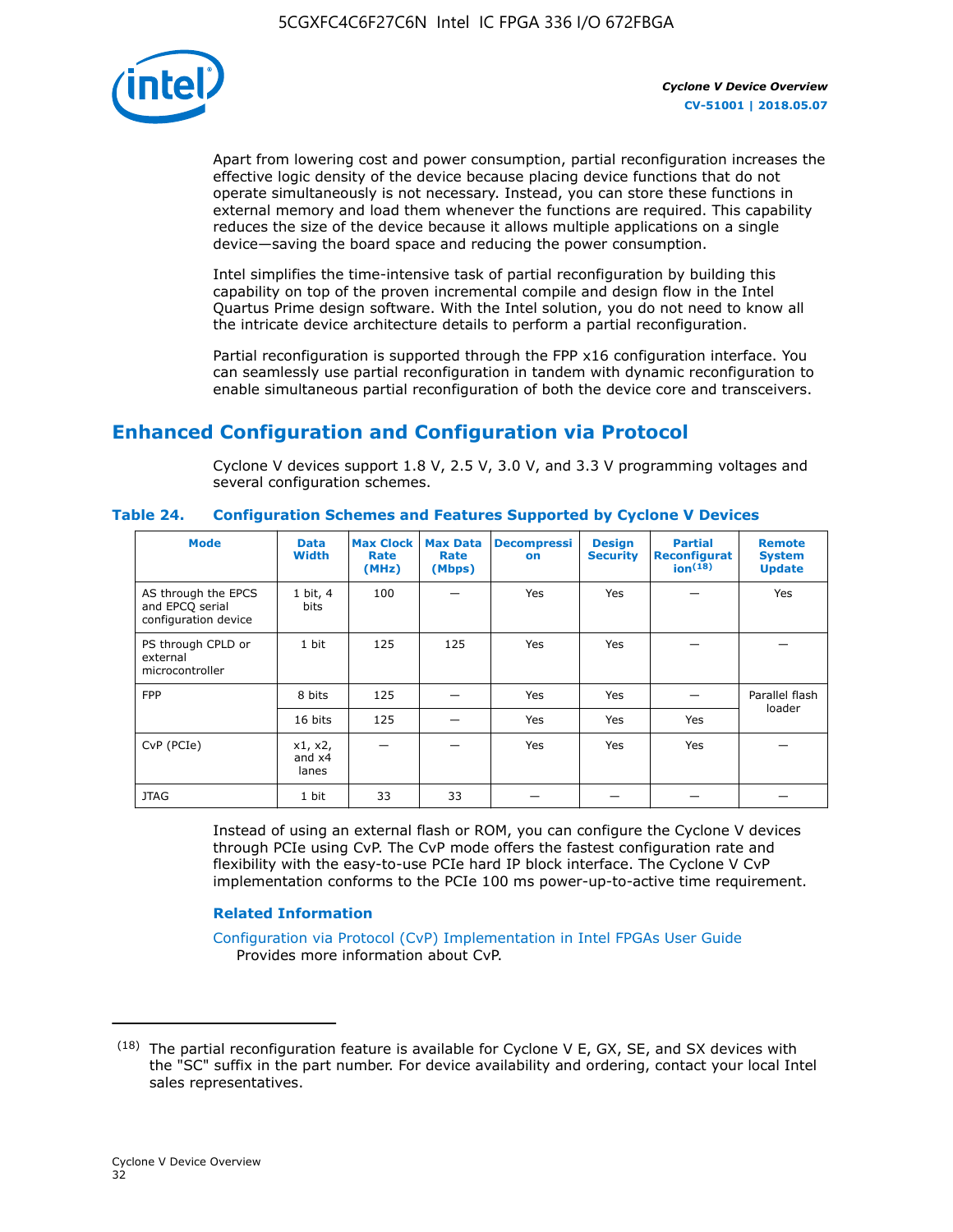Apart from lowering cost and power consumption, partial reconfiguration increases the effective logic density of the device because placing device functions that do not operate simultaneously is not necessary. Instead, you can store these functions in external memory and load them whenever the functions are required. This capability reduces the size of the device because it allows multiple applications on a single device—saving the board space and reducing the power consumption.

Intel simplifies the time-intensive task of partial reconfiguration by building this capability on top of the proven incremental compile and design flow in the Intel Quartus Prime design software. With the Intel solution, you do not need to know all the intricate device architecture details to perform a partial reconfiguration.

Partial reconfiguration is supported through the FPP x16 configuration interface. You can seamlessly use partial reconfiguration in tandem with dynamic reconfiguration to enable simultaneous partial reconfiguration of both the device core and transceivers.

## Enhanced Configuration and Configuration via Protocol

Cyclone V devices support 1.8 V, 2.5 V, 3.0 V, and 3.3 V programming voltages and several configuration schemes.

**Table 24. Configuration Schemes and Features Supported by Cyclone V Devices**

| Mode | Data Width | Max Clock Rate (MHz) | Max Data Rate (Mbps) | Decompression | Design Security | Partial Reconfiguration[18] | Remote System Update |
|---|---|---|---|---|---|---|---|
| AS through the EPCS and EPCQ serial configuration device | 1 bit, 4 bits | 100 | — | Yes | Yes | — | Yes |
| PS through CPLD or external microcontroller | 1 bit | 125 | 125 | Yes | Yes | — | — |
| FPP | 8 bits | 125 | — | Yes | Yes | — | Parallel flash loader |
| | 16 bits | 125 | — | Yes | Yes | Yes | |
| CvP (PCIe) | x1, x2, and x4 lanes | — | — | Yes | Yes | Yes | — |
| JTAG | 1 bit | 33 | 33 | — | — | — | — |

Instead of using an external flash or ROM, you can configure the Cyclone V devices through PCIe using CvP. The CvP mode offers the fastest configuration rate and flexibility with the easy-to-use PCIe hard IP block interface. The Cyclone V CvP implementation conforms to the PCIe 100 ms power-up-to-active time requirement.

### Related Information

Configuration via Protocol (CvP) Implementation in Intel FPGAs User Guide
  Provides more information about CvP.

---

[18] The partial reconfiguration feature is available for Cyclone V E, GX, SE, and SX devices with the "SC" suffix in the part number. For device availability and ordering, contact your local Intel sales representatives.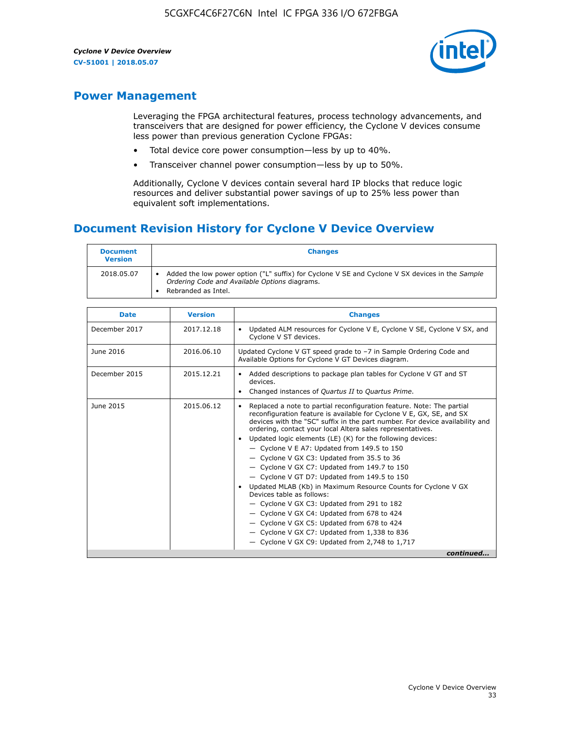## Power Management

Leveraging the FPGA architectural features, process technology advancements, and transceivers that are designed for power efficiency, the Cyclone V devices consume less power than previous generation Cyclone FPGAs:

- Total device core power consumption—less by up to 40%.
- Transceiver channel power consumption—less by up to 50%.

Additionally, Cyclone V devices contain several hard IP blocks that reduce logic resources and deliver substantial power savings of up to 25% less power than equivalent soft implementations.

## Document Revision History for Cyclone V Device Overview

| Document Version | Changes |
| --- | --- |
| 2018.05.07 | • Added the low power option ("L" suffix) for Cyclone V SE and Cyclone V SX devices in the *Sample Ordering Code and Available Options* diagrams.<br>• Rebranded as Intel. |

| Date | Version | Changes |
| --- | --- | --- |
| December 2017 | 2017.12.18 | • Updated ALM resources for Cyclone V E, Cyclone V SE, Cyclone V SX, and Cyclone V ST devices. |
| June 2016 | 2016.06.10 | Updated Cyclone V GT speed grade to −7 in Sample Ordering Code and Available Options for Cyclone V GT Devices diagram. |
| December 2015 | 2015.12.21 | • Added descriptions to package plan tables for Cyclone V GT and ST devices.<br>• Changed instances of *Quartus II* to *Quartus Prime*. |
| June 2015 | 2015.06.12 | • Replaced a note to partial reconfiguration feature. Note: The partial reconfiguration feature is available for Cyclone V E, GX, SE, and SX devices with the "SC" suffix in the part number. For device availability and ordering, contact your local Altera sales representatives.<br>• Updated logic elements (LE) (K) for the following devices:<br>— Cyclone V E A7: Updated from 149.5 to 150<br>— Cyclone V GX C3: Updated from 35.5 to 36<br>— Cyclone V GX C7: Updated from 149.7 to 150<br>— Cyclone V GT D7: Updated from 149.5 to 150<br>• Updated MLAB (Kb) in Maximum Resource Counts for Cyclone V GX Devices table as follows:<br>— Cyclone V GX C3: Updated from 291 to 182<br>— Cyclone V GX C4: Updated from 678 to 424<br>— Cyclone V GX C5: Updated from 678 to 424<br>— Cyclone V GX C7: Updated from 1,338 to 836<br>— Cyclone V GX C9: Updated from 2,748 to 1,717 |

*continued...*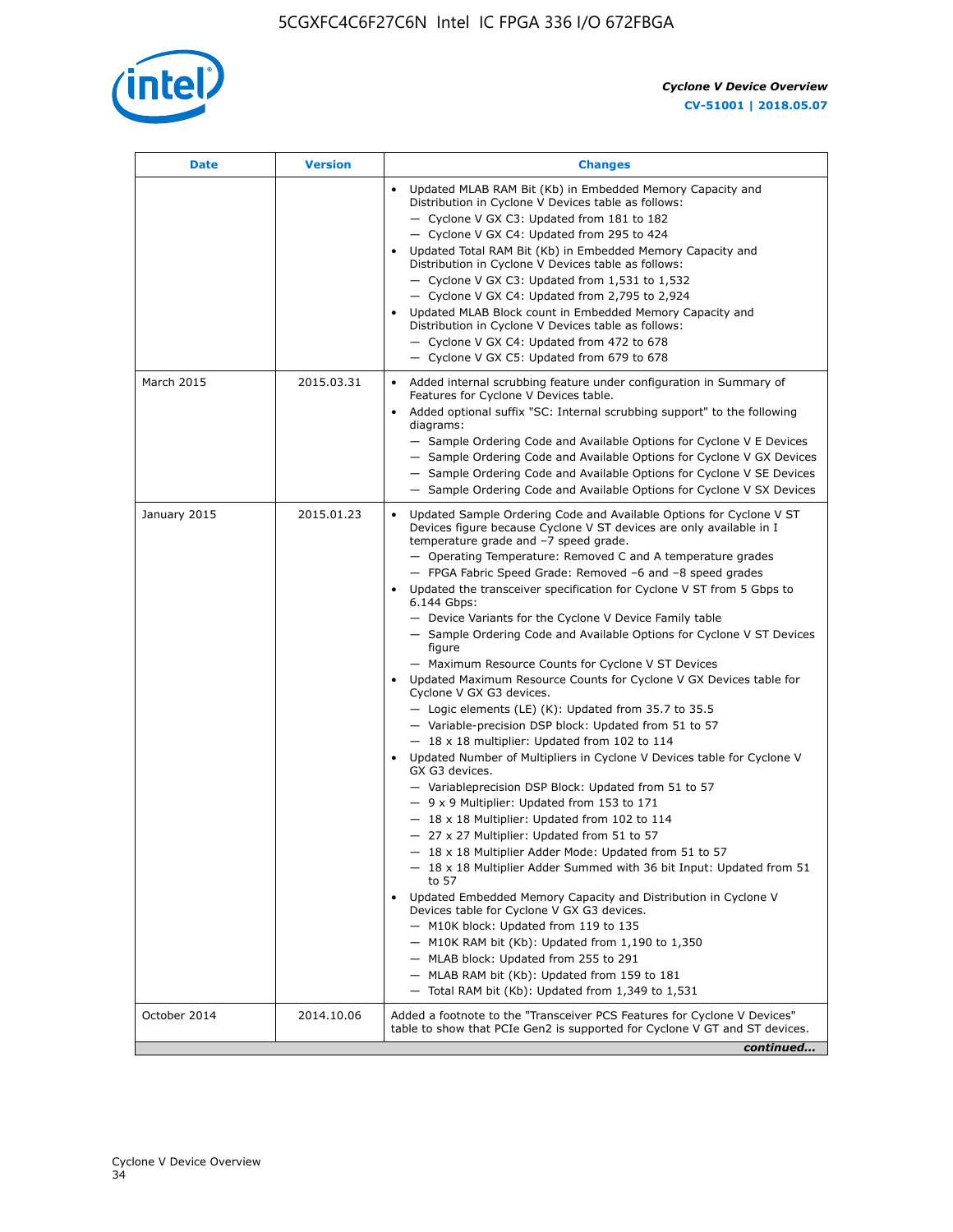| Date | Version | Changes |
|---|---|---|
| | | • Updated MLAB RAM Bit (Kb) in Embedded Memory Capacity and Distribution in Cyclone V Devices table as follows:<br>— Cyclone V GX C3: Updated from 181 to 182<br>— Cyclone V GX C4: Updated from 295 to 424<br>• Updated Total RAM Bit (Kb) in Embedded Memory Capacity and Distribution in Cyclone V Devices table as follows:<br>— Cyclone V GX C3: Updated from 1,531 to 1,532<br>— Cyclone V GX C4: Updated from 2,795 to 2,924<br>• Updated MLAB Block count in Embedded Memory Capacity and Distribution in Cyclone V Devices table as follows:<br>— Cyclone V GX C4: Updated from 472 to 678<br>— Cyclone V GX C5: Updated from 679 to 678 |
| March 2015 | 2015.03.31 | • Added internal scrubbing feature under configuration in Summary of Features for Cyclone V Devices table.<br>• Added optional suffix "SC: Internal scrubbing support" to the following diagrams:<br>— Sample Ordering Code and Available Options for Cyclone V E Devices<br>— Sample Ordering Code and Available Options for Cyclone V GX Devices<br>— Sample Ordering Code and Available Options for Cyclone V SE Devices<br>— Sample Ordering Code and Available Options for Cyclone V SX Devices |
| January 2015 | 2015.01.23 | • Updated Sample Ordering Code and Available Options for Cyclone V ST Devices figure because Cyclone V ST devices are only available in I temperature grade and −7 speed grade.<br>— Operating Temperature: Removed C and A temperature grades<br>— FPGA Fabric Speed Grade: Removed −6 and −8 speed grades<br>• Updated the transceiver specification for Cyclone V ST from 5 Gbps to 6.144 Gbps:<br>— Device Variants for the Cyclone V Device Family table<br>— Sample Ordering Code and Available Options for Cyclone V ST Devices figure<br>— Maximum Resource Counts for Cyclone V ST Devices<br>• Updated Maximum Resource Counts for Cyclone V GX Devices table for Cyclone V GX G3 devices.<br>— Logic elements (LE) (K): Updated from 35.7 to 35.5<br>— Variable-precision DSP block: Updated from 51 to 57<br>— 18 x 18 multiplier: Updated from 102 to 114<br>• Updated Number of Multipliers in Cyclone V Devices table for Cyclone V GX G3 devices.<br>— Variableprecision DSP Block: Updated from 51 to 57<br>— 9 x 9 Multiplier: Updated from 153 to 171<br>— 18 x 18 Multiplier: Updated from 102 to 114<br>— 27 x 27 Multiplier: Updated from 51 to 57<br>— 18 x 18 Multiplier Adder Mode: Updated from 51 to 57<br>— 18 x 18 Multiplier Adder Summed with 36 bit Input: Updated from 51 to 57<br>• Updated Embedded Memory Capacity and Distribution in Cyclone V Devices table for Cyclone V GX G3 devices.<br>— M10K block: Updated from 119 to 135<br>— M10K RAM bit (Kb): Updated from 1,190 to 1,350<br>— MLAB block: Updated from 255 to 291<br>— MLAB RAM bit (Kb): Updated from 159 to 181<br>— Total RAM bit (Kb): Updated from 1,349 to 1,531 |
| October 2014 | 2014.10.06 | Added a footnote to the "Transceiver PCS Features for Cyclone V Devices" table to show that PCIe Gen2 is supported for Cyclone V GT and ST devices. |

*continued...*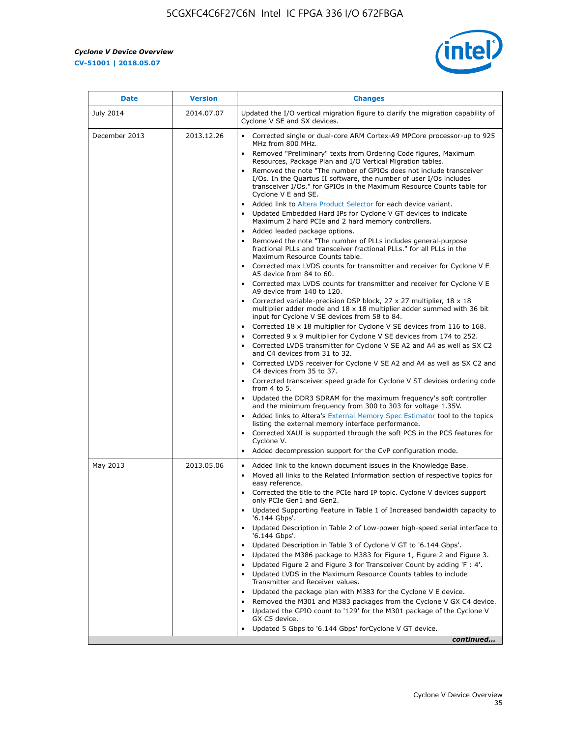| Date | Version | Changes |
| --- | --- | --- |
| July 2014 | 2014.07.07 | Updated the I/O vertical migration figure to clarify the migration capability of Cyclone V SE and SX devices. |
| December 2013 | 2013.12.26 | • Corrected single or dual-core ARM Cortex-A9 MPCore processor-up to 925 MHz from 800 MHz.<br>• Removed "Preliminary" texts from Ordering Code figures, Maximum Resources, Package Plan and I/O Vertical Migration tables.<br>• Removed the note "The number of GPIOs does not include transceiver I/Os. In the Quartus II software, the number of user I/Os includes transceiver I/Os." for GPIOs in the Maximum Resource Counts table for Cyclone V E and SE.<br>• Added link to Altera Product Selector for each device variant.<br>• Updated Embedded Hard IPs for Cyclone V GT devices to indicate Maximum 2 hard PCIe and 2 hard memory controllers.<br>• Added leaded package options.<br>• Removed the note "The number of PLLs includes general-purpose fractional PLLs and transceiver fractional PLLs." for all PLLs in the Maximum Resource Counts table.<br>• Corrected max LVDS counts for transmitter and receiver for Cyclone V E A5 device from 84 to 60.<br>• Corrected max LVDS counts for transmitter and receiver for Cyclone V E A9 device from 140 to 120.<br>• Corrected variable-precision DSP block, 27 x 27 multiplier, 18 x 18 multiplier adder mode and 18 x 18 multiplier adder summed with 36 bit input for Cyclone V SE devices from 58 to 84.<br>• Corrected 18 x 18 multiplier for Cyclone V SE devices from 116 to 168.<br>• Corrected 9 x 9 multiplier for Cyclone V SE devices from 174 to 252.<br>• Corrected LVDS transmitter for Cyclone V SE A2 and A4 as well as SX C2 and C4 devices from 31 to 32.<br>• Corrected LVDS receiver for Cyclone V SE A2 and A4 as well as SX C2 and C4 devices from 35 to 37.<br>• Corrected transceiver speed grade for Cyclone V ST devices ordering code from 4 to 5.<br>• Updated the DDR3 SDRAM for the maximum frequency's soft controller and the minimum frequency from 300 to 303 for voltage 1.35V.<br>• Added links to Altera's External Memory Spec Estimator tool to the topics listing the external memory interface performance.<br>• Corrected XAUI is supported through the soft PCS in the PCS features for Cyclone V.<br>• Added decompression support for the CvP configuration mode. |
| May 2013 | 2013.05.06 | • Added link to the known document issues in the Knowledge Base.<br>• Moved all links to the Related Information section of respective topics for easy reference.<br>• Corrected the title to the PCIe hard IP topic. Cyclone V devices support only PCIe Gen1 and Gen2.<br>• Updated Supporting Feature in Table 1 of Increased bandwidth capacity to '6.144 Gbps'.<br>• Updated Description in Table 2 of Low-power high-speed serial interface to '6.144 Gbps'.<br>• Updated Description in Table 3 of Cyclone V GT to '6.144 Gbps'.<br>• Updated the M386 package to M383 for Figure 1, Figure 2 and Figure 3.<br>• Updated Figure 2 and Figure 3 for Transceiver Count by adding 'F : 4'.<br>• Updated LVDS in the Maximum Resource Counts tables to include Transmitter and Receiver values.<br>• Updated the package plan with M383 for the Cyclone V E device.<br>• Removed the M301 and M383 packages from the Cyclone V GX C4 device.<br>• Updated the GPIO count to '129' for the M301 package of the Cyclone V GX C5 device.<br>• Updated 5 Gbps to '6.144 Gbps' forCyclone V GT device. |

*continued...*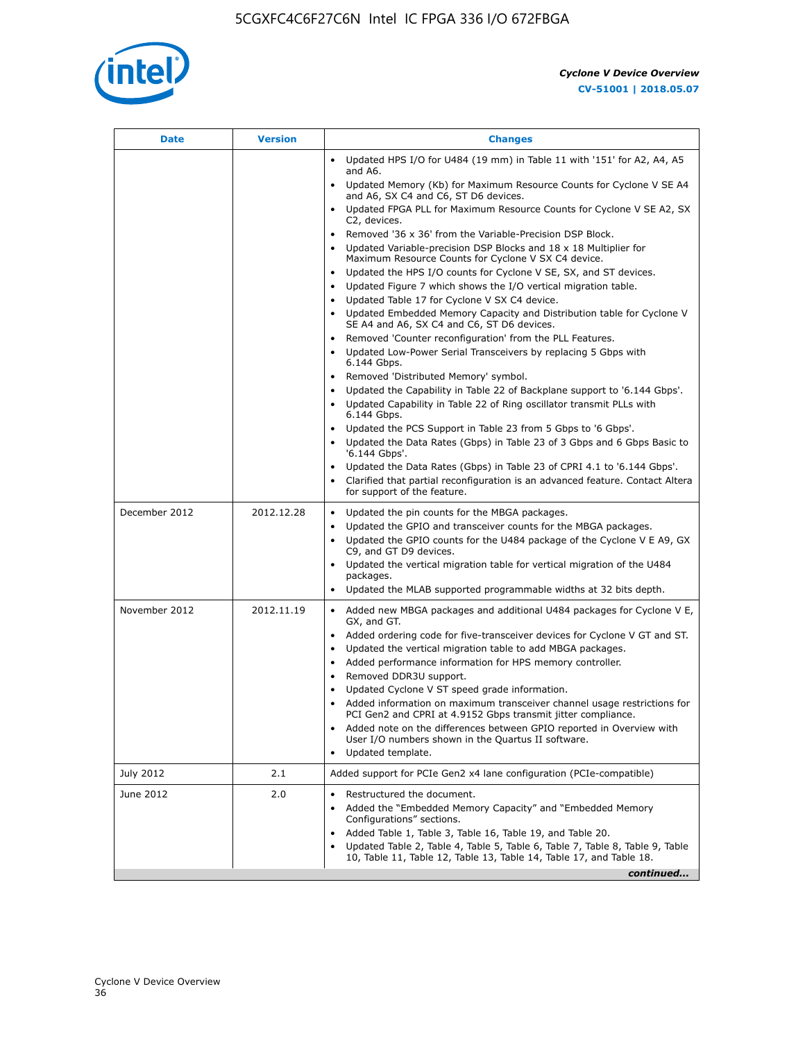| Date | Version | Changes |
|---|---|---|
| | | • Updated HPS I/O for U484 (19 mm) in Table 11 with '151' for A2, A4, A5 and A6.<br>• Updated Memory (Kb) for Maximum Resource Counts for Cyclone V SE A4 and A6, SX C4 and C6, ST D6 devices.<br>• Updated FPGA PLL for Maximum Resource Counts for Cyclone V SE A2, SX C2, devices.<br>• Removed '36 x 36' from the Variable-Precision DSP Block.<br>• Updated Variable-precision DSP Blocks and 18 x 18 Multiplier for Maximum Resource Counts for Cyclone V SX C4 device.<br>• Updated the HPS I/O counts for Cyclone V SE, SX, and ST devices.<br>• Updated Figure 7 which shows the I/O vertical migration table.<br>• Updated Table 17 for Cyclone V SX C4 device.<br>• Updated Embedded Memory Capacity and Distribution table for Cyclone V SE A4 and A6, SX C4 and C6, ST D6 devices.<br>• Removed 'Counter reconfiguration' from the PLL Features.<br>• Updated Low-Power Serial Transceivers by replacing 5 Gbps with 6.144 Gbps.<br>• Removed 'Distributed Memory' symbol.<br>• Updated the Capability in Table 22 of Backplane support to '6.144 Gbps'.<br>• Updated Capability in Table 22 of Ring oscillator transmit PLLs with 6.144 Gbps.<br>• Updated the PCS Support in Table 23 from 5 Gbps to '6 Gbps'.<br>• Updated the Data Rates (Gbps) in Table 23 of 3 Gbps and 6 Gbps Basic to '6.144 Gbps'.<br>• Updated the Data Rates (Gbps) in Table 23 of CPRI 4.1 to '6.144 Gbps'.<br>• Clarified that partial reconfiguration is an advanced feature. Contact Altera for support of the feature. |
| December 2012 | 2012.12.28 | • Updated the pin counts for the MBGA packages.<br>• Updated the GPIO and transceiver counts for the MBGA packages.<br>• Updated the GPIO counts for the U484 package of the Cyclone V E A9, GX C9, and GT D9 devices.<br>• Updated the vertical migration table for vertical migration of the U484 packages.<br>• Updated the MLAB supported programmable widths at 32 bits depth. |
| November 2012 | 2012.11.19 | • Added new MBGA packages and additional U484 packages for Cyclone V E, GX, and GT.<br>• Added ordering code for five-transceiver devices for Cyclone V GT and ST.<br>• Updated the vertical migration table to add MBGA packages.<br>• Added performance information for HPS memory controller.<br>• Removed DDR3U support.<br>• Updated Cyclone V ST speed grade information.<br>• Added information on maximum transceiver channel usage restrictions for PCI Gen2 and CPRI at 4.9152 Gbps transmit jitter compliance.<br>• Added note on the differences between GPIO reported in Overview with User I/O numbers shown in the Quartus II software.<br>• Updated template. |
| July 2012 | 2.1 | Added support for PCIe Gen2 x4 lane configuration (PCIe-compatible) |
| June 2012 | 2.0 | • Restructured the document.<br>• Added the “Embedded Memory Capacity” and “Embedded Memory Configurations” sections.<br>• Added Table 1, Table 3, Table 16, Table 19, and Table 20.<br>• Updated Table 2, Table 4, Table 5, Table 6, Table 7, Table 8, Table 9, Table 10, Table 11, Table 12, Table 13, Table 14, Table 17, and Table 18. |

*continued...*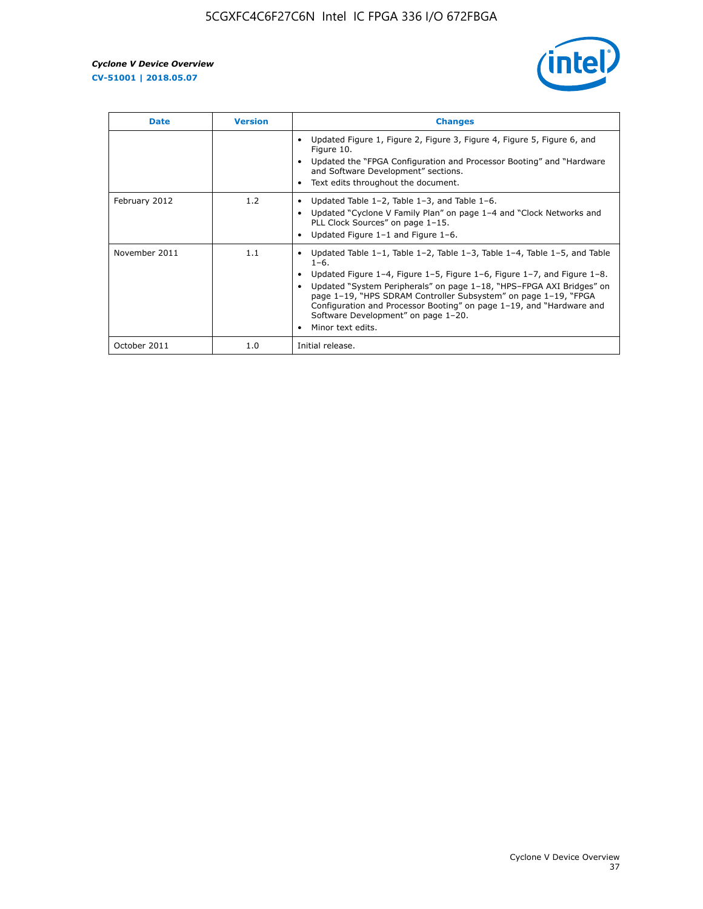| Date | Version | Changes |
|---|---|---|
| | | • Updated Figure 1, Figure 2, Figure 3, Figure 4, Figure 5, Figure 6, and Figure 10.<br>• Updated the "FPGA Configuration and Processor Booting" and "Hardware and Software Development" sections.<br>• Text edits throughout the document. |
| February 2012 | 1.2 | • Updated Table 1–2, Table 1–3, and Table 1–6.<br>• Updated "Cyclone V Family Plan" on page 1–4 and "Clock Networks and PLL Clock Sources" on page 1–15.<br>• Updated Figure 1–1 and Figure 1–6. |
| November 2011 | 1.1 | • Updated Table 1–1, Table 1–2, Table 1–3, Table 1–4, Table 1–5, and Table 1–6.<br>• Updated Figure 1–4, Figure 1–5, Figure 1–6, Figure 1–7, and Figure 1–8.<br>• Updated "System Peripherals" on page 1–18, "HPS–FPGA AXI Bridges" on page 1–19, "HPS SDRAM Controller Subsystem" on page 1–19, "FPGA Configuration and Processor Booting" on page 1–19, and "Hardware and Software Development" on page 1–20.<br>• Minor text edits. |
| October 2011 | 1.0 | Initial release. |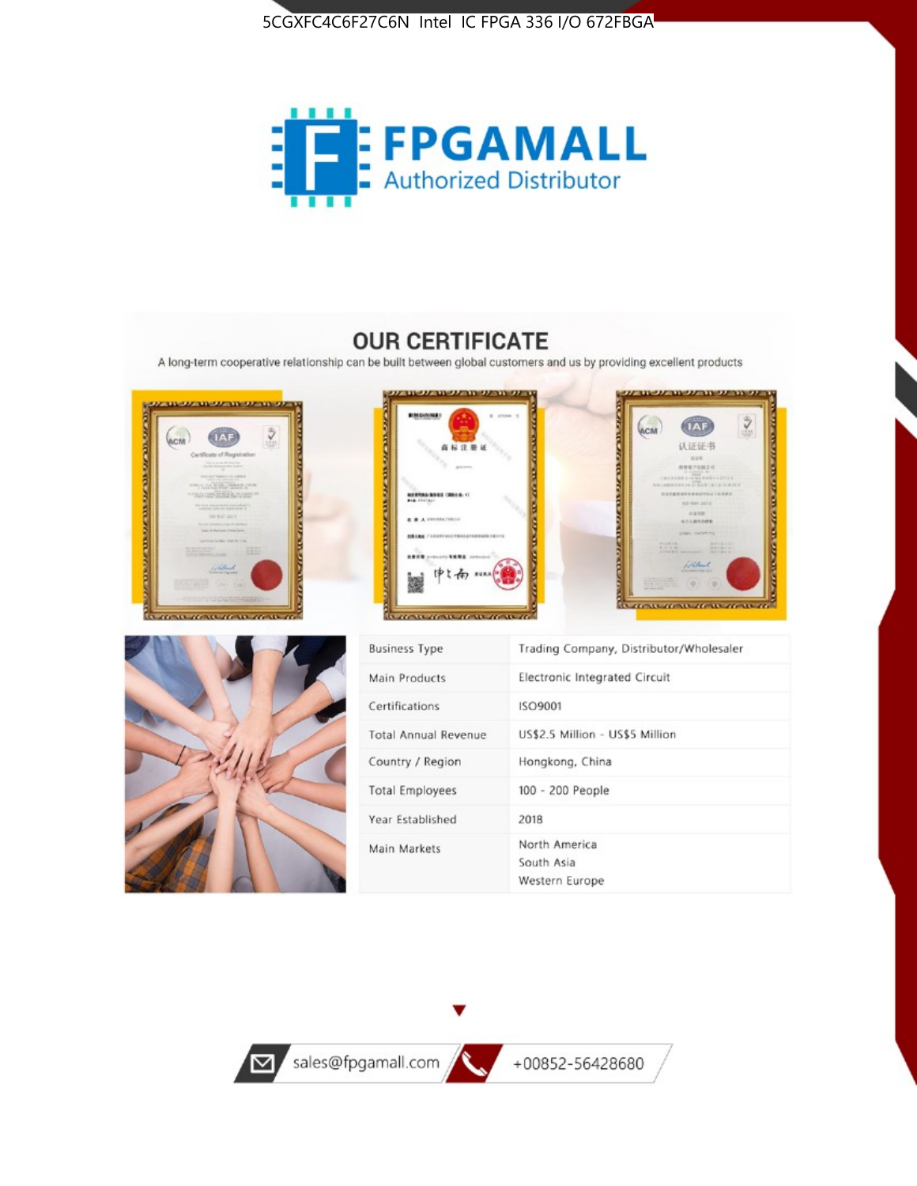FPGAMALL
Authorized Distributor

## OUR CERTIFICATE

A long-term cooperative relationship can be built between global customers and us by providing excellent products

| | |
|---|---|
| Business Type | Trading Company, Distributor/Wholesaler |
| Main Products | Electronic Integrated Circuit |
| Certifications | ISO9001 |
| Total Annual Revenue | US$2.5 Million - US$5 Million |
| Country / Region | Hongkong, China |
| Total Employees | 100 - 200 People |
| Year Established | 2018 |
| Main Markets | North America<br>South Asia<br>Western Europe |

sales@fpgamall.com

+00852-56428680